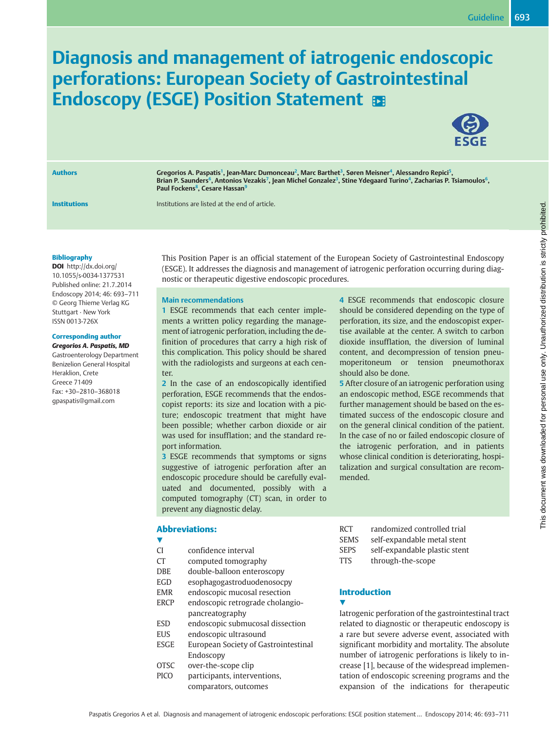# Diagnosis and management of iatrogenic endoscopic perforations: European Society of Gastrointestinal Endoscopy (ESGE) Position Statement

**Authors**

Gregorios A. Paspatis[1], Jean-Marc Dumonceau[2], Marc Barthet[3], Søren Meisner[4], Alessandro Repici[5], Brian P. Saunders[6], Antonios Vezakis[7], Jean Michel Gonzalez[3], Stine Ydegaard Turino[4], Zacharias P. Tsiamoulos[6], Paul Fockens[8], Cesare Hassan[9]

**Institutions**

Institutions are listed at the end of article.

**Bibliography**

**DOI** http://dx.doi.org/10.1055/s-0034-1377531
Published online: 21.7.2014
Endoscopy 2014; 46: 693–711
© Georg Thieme Verlag KG
Stuttgart · New York
ISSN 0013-726X

**Corresponding author**

***Gregorios A. Paspatis, MD***
Gastroenterology Department
Benizelion General Hospital
Heraklion, Crete
Greece 71409
Fax: +30–2810–368018
gpaspatis@gmail.com

This Position Paper is an official statement of the European Society of Gastrointestinal Endoscopy (ESGE). It addresses the diagnosis and management of iatrogenic perforation occurring during diagnostic or therapeutic digestive endoscopic procedures.

**Main recommendations**

**1** ESGE recommends that each center implements a written policy regarding the management of iatrogenic perforation, including the definition of procedures that carry a high risk of this complication. This policy should be shared with the radiologists and surgeons at each center.

**2** In the case of an endoscopically identified perforation, ESGE recommends that the endoscopist reports: its size and location with a picture; endoscopic treatment that might have been possible; whether carbon dioxide or air was used for insufflation; and the standard report information.

**3** ESGE recommends that symptoms or signs suggestive of iatrogenic perforation after an endoscopic procedure should be carefully evaluated and documented, possibly with a computed tomography (CT) scan, in order to prevent any diagnostic delay.

**4** ESGE recommends that endoscopic closure should be considered depending on the type of perforation, its size, and the endoscopist expertise available at the center. A switch to carbon dioxide insufflation, the diversion of luminal content, and decompression of tension pneumoperitoneum or tension pneumothorax should also be done.

**5** After closure of an iatrogenic perforation using an endoscopic method, ESGE recommends that further management should be based on the estimated success of the endoscopic closure and on the general clinical condition of the patient. In the case of no or failed endoscopic closure of the iatrogenic perforation, and in patients whose clinical condition is deteriorating, hospitalization and surgical consultation are recommended.

## Abbreviations:

| | |
|---|---|
| CI | confidence interval |
| CT | computed tomography |
| DBE | double-balloon enteroscopy |
| EGD | esophagogastroduodenosocpy |
| EMR | endoscopic mucosal resection |
| ERCP | endoscopic retrograde cholangio-pancreatography |
| ESD | endoscopic submucosal dissection |
| EUS | endoscopic ultrasound |
| ESGE | European Society of Gastrointestinal Endoscopy |
| OTSC | over-the-scope clip |
| PICO | participants, interventions, comparators, outcomes |
| RCT | randomized controlled trial |
| SEMS | self-expandable metal stent |
| SEPS | self-expandable plastic stent |
| TTS | through-the-scope |

## Introduction

Iatrogenic perforation of the gastrointestinal tract related to diagnostic or therapeutic endoscopy is a rare but severe adverse event, associated with significant morbidity and mortality. The absolute number of iatrogenic perforations is likely to increase [1], because of the widespread implementation of endoscopic screening programs and the expansion of the indications for therapeutic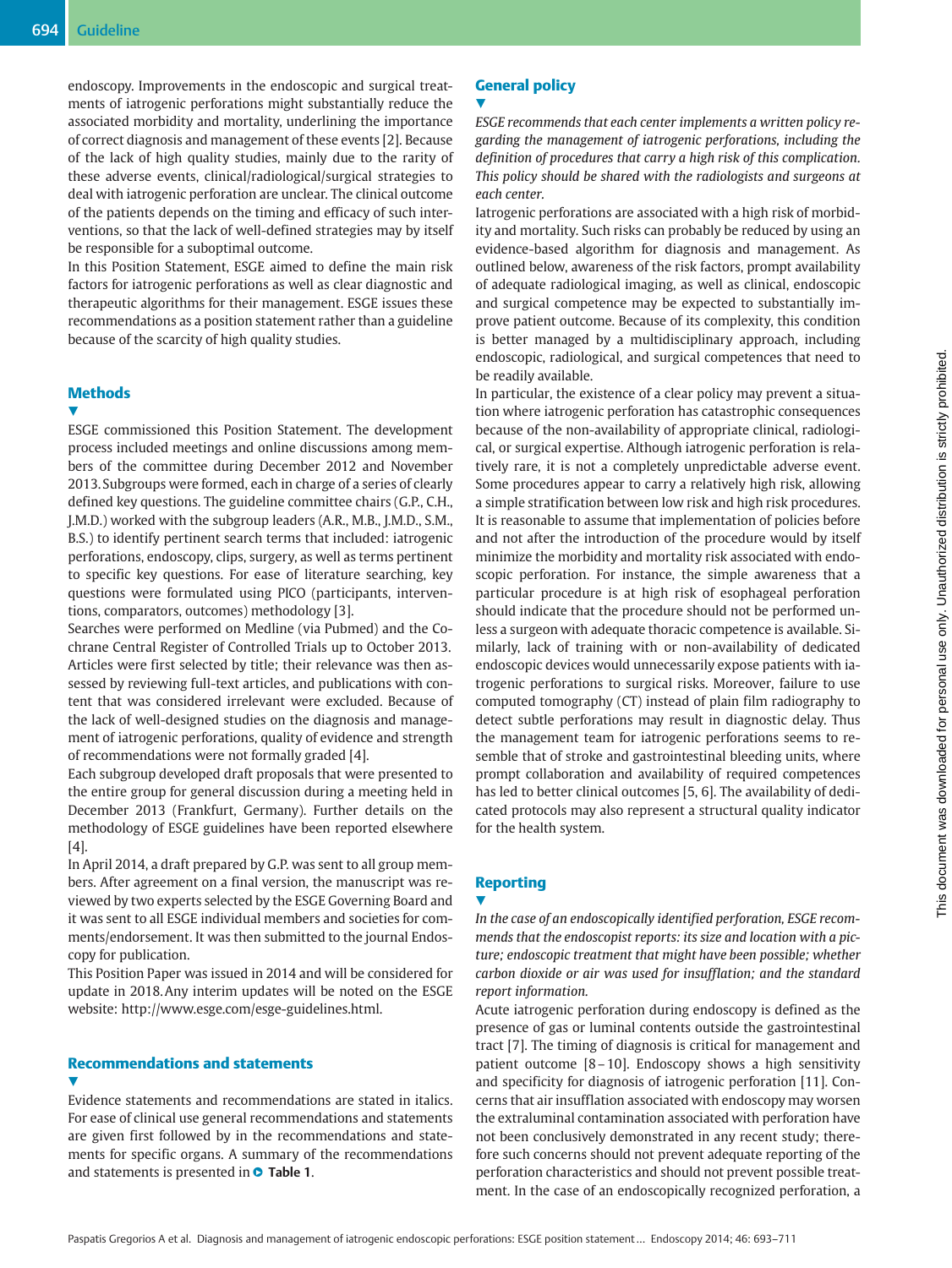endoscopy. Improvements in the endoscopic and surgical treatments of iatrogenic perforations might substantially reduce the associated morbidity and mortality, underlining the importance of correct diagnosis and management of these events [2]. Because of the lack of high quality studies, mainly due to the rarity of these adverse events, clinical/radiological/surgical strategies to deal with iatrogenic perforation are unclear. The clinical outcome of the patients depends on the timing and efficacy of such interventions, so that the lack of well-defined strategies may by itself be responsible for a suboptimal outcome.

In this Position Statement, ESGE aimed to define the main risk factors for iatrogenic perforations as well as clear diagnostic and therapeutic algorithms for their management. ESGE issues these recommendations as a position statement rather than a guideline because of the scarcity of high quality studies.

## Methods

ESGE commissioned this Position Statement. The development process included meetings and online discussions among members of the committee during December 2012 and November 2013. Subgroups were formed, each in charge of a series of clearly defined key questions. The guideline committee chairs (G.P., C.H., J.M.D.) worked with the subgroup leaders (A.R., M.B., J.M.D., S.M., B.S.) to identify pertinent search terms that included: iatrogenic perforations, endoscopy, clips, surgery, as well as terms pertinent to specific key questions. For ease of literature searching, key questions were formulated using PICO (participants, interventions, comparators, outcomes) methodology [3].

Searches were performed on Medline (via Pubmed) and the Cochrane Central Register of Controlled Trials up to October 2013. Articles were first selected by title; their relevance was then assessed by reviewing full-text articles, and publications with content that was considered irrelevant were excluded. Because of the lack of well-designed studies on the diagnosis and management of iatrogenic perforations, quality of evidence and strength of recommendations were not formally graded [4].

Each subgroup developed draft proposals that were presented to the entire group for general discussion during a meeting held in December 2013 (Frankfurt, Germany). Further details on the methodology of ESGE guidelines have been reported elsewhere [4].

In April 2014, a draft prepared by G.P. was sent to all group members. After agreement on a final version, the manuscript was reviewed by two experts selected by the ESGE Governing Board and it was sent to all ESGE individual members and societies for comments/endorsement. It was then submitted to the journal Endoscopy for publication.

This Position Paper was issued in 2014 and will be considered for update in 2018. Any interim updates will be noted on the ESGE website: http://www.esge.com/esge-guidelines.html.

## Recommendations and statements

Evidence statements and recommendations are stated in italics. For ease of clinical use general recommendations and statements are given first followed by in the recommendations and statements for specific organs. A summary of the recommendations and statements is presented in **Table 1**.

## General policy

*ESGE recommends that each center implements a written policy regarding the management of iatrogenic perforations, including the definition of procedures that carry a high risk of this complication. This policy should be shared with the radiologists and surgeons at each center.*

Iatrogenic perforations are associated with a high risk of morbidity and mortality. Such risks can probably be reduced by using an evidence-based algorithm for diagnosis and management. As outlined below, awareness of the risk factors, prompt availability of adequate radiological imaging, as well as clinical, endoscopic and surgical competence may be expected to substantially improve patient outcome. Because of its complexity, this condition is better managed by a multidisciplinary approach, including endoscopic, radiological, and surgical competences that need to be readily available.

In particular, the existence of a clear policy may prevent a situation where iatrogenic perforation has catastrophic consequences because of the non-availability of appropriate clinical, radiological, or surgical expertise. Although iatrogenic perforation is relatively rare, it is not a completely unpredictable adverse event. Some procedures appear to carry a relatively high risk, allowing a simple stratification between low risk and high risk procedures. It is reasonable to assume that implementation of policies before and not after the introduction of the procedure would by itself minimize the morbidity and mortality risk associated with endoscopic perforation. For instance, the simple awareness that a particular procedure is at high risk of esophageal perforation should indicate that the procedure should not be performed unless a surgeon with adequate thoracic competence is available. Similarly, lack of training with or non-availability of dedicated endoscopic devices would unnecessarily expose patients with iatrogenic perforations to surgical risks. Moreover, failure to use computed tomography (CT) instead of plain film radiography to detect subtle perforations may result in diagnostic delay. Thus the management team for iatrogenic perforations seems to resemble that of stroke and gastrointestinal bleeding units, where prompt collaboration and availability of required competences has led to better clinical outcomes [5, 6]. The availability of dedicated protocols may also represent a structural quality indicator for the health system.

## Reporting

*In the case of an endoscopically identified perforation, ESGE recommends that the endoscopist reports: its size and location with a picture; endoscopic treatment that might have been possible; whether carbon dioxide or air was used for insufflation; and the standard report information.*

Acute iatrogenic perforation during endoscopy is defined as the presence of gas or luminal contents outside the gastrointestinal tract [7]. The timing of diagnosis is critical for management and patient outcome [8–10]. Endoscopy shows a high sensitivity and specificity for diagnosis of iatrogenic perforation [11]. Concerns that air insufflation associated with endoscopy may worsen the extraluminal contamination associated with perforation have not been conclusively demonstrated in any recent study; therefore such concerns should not prevent adequate reporting of the perforation characteristics and should not prevent possible treatment. In the case of an endoscopically recognized perforation, a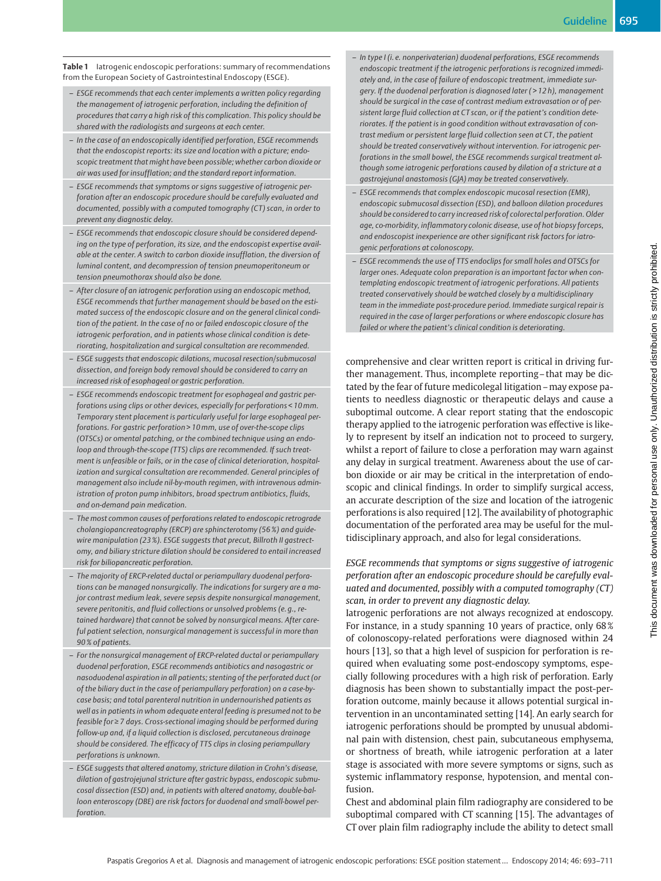**Table 1** Iatrogenic endoscopic perforations: summary of recommendations from the European Society of Gastrointestinal Endoscopy (ESGE).

- *ESGE recommends that each center implements a written policy regarding the management of iatrogenic perforation, including the definition of procedures that carry a high risk of this complication. This policy should be shared with the radiologists and surgeons at each center.*
- *In the case of an endoscopically identified perforation, ESGE recommends that the endoscopist reports: its size and location with a picture; endoscopic treatment that might have been possible; whether carbon dioxide or air was used for insufflation; and the standard report information.*
- *ESGE recommends that symptoms or signs suggestive of iatrogenic perforation after an endoscopic procedure should be carefully evaluated and documented, possibly with a computed tomography (CT) scan, in order to prevent any diagnostic delay.*
- *ESGE recommends that endoscopic closure should be considered depending on the type of perforation, its size, and the endoscopist expertise available at the center. A switch to carbon dioxide insufflation, the diversion of luminal content, and decompression of tension pneumoperitoneum or tension pneumothorax should also be done.*
- *After closure of an iatrogenic perforation using an endoscopic method, ESGE recommends that further management should be based on the estimated success of the endoscopic closure and on the general clinical condition of the patient. In the case of no or failed endoscopic closure of the iatrogenic perforation, and in patients whose clinical condition is deteriorating, hospitalization and surgical consultation are recommended.*
- *ESGE suggests that endoscopic dilations, mucosal resection/submucosal dissection, and foreign body removal should be considered to carry an increased risk of esophageal or gastric perforation.*
- *ESGE recommends endoscopic treatment for esophageal and gastric perforations using clips or other devices, especially for perforations < 10 mm. Temporary stent placement is particularly useful for large esophageal perforations. For gastric perforation > 10 mm, use of over-the-scope clips (OTSCs) or omental patching, or the combined technique using an endoloop and through-the-scope (TTS) clips are recommended. If such treatment is unfeasible or fails, or in the case of clinical deterioration, hospitalization and surgical consultation are recommended. General principles of management also include nil-by-mouth regimen, with intravenous administration of proton pump inhibitors, broad spectrum antibiotics, fluids, and on-demand pain medication.*
- *The most common causes of perforations related to endoscopic retrograde cholangiopancreatography (ERCP) are sphincterotomy (56 %) and guidewire manipulation (23 %). ESGE suggests that precut, Billroth II gastrectomy, and biliary stricture dilation should be considered to entail increased risk for biliopancreatic perforation.*
- *The majority of ERCP-related ductal or periampullary duodenal perforations can be managed nonsurgically. The indications for surgery are a major contrast medium leak, severe sepsis despite nonsurgical management, severe peritonitis, and fluid collections or unsolved problems (e. g., retained hardware) that cannot be solved by nonsurgical means. After careful patient selection, nonsurgical management is successful in more than 90 % of patients.*
- *For the nonsurgical management of ERCP-related ductal or periampullary duodenal perforation, ESGE recommends antibiotics and nasogastric or nasoduodenal aspiration in all patients; stenting of the perforated duct (or of the biliary duct in the case of periampullary perforation) on a case-by-case basis; and total parenteral nutrition in undernourished patients as well as in patients in whom adequate enteral feeding is presumed not to be feasible for ≥ 7 days. Cross-sectional imaging should be performed during follow-up and, if a liquid collection is disclosed, percutaneous drainage should be considered. The efficacy of TTS clips in closing periampullary perforations is unknown.*
- *ESGE suggests that altered anatomy, stricture dilation in Crohn's disease, dilation of gastrojejunal stricture after gastric bypass, endoscopic submucosal dissection (ESD) and, in patients with altered anatomy, double-balloon enteroscopy (DBE) are risk factors for duodenal and small-bowel perforation.*
- *In type I (i. e. nonperivaterian) duodenal perforations, ESGE recommends endoscopic treatment if the iatrogenic perforations is recognized immediately and, in the case of failure of endoscopic treatment, immediate surgery. If the duodenal perforation is diagnosed later (> 12 h), management should be surgical in the case of contrast medium extravasation or of persistent large fluid collection at CT scan, or if the patient's condition deteriorates. If the patient is in good condition without extravasation of contrast medium or persistent large fluid collection seen at CT, the patient should be treated conservatively without intervention. For iatrogenic perforations in the small bowel, the ESGE recommends surgical treatment although some iatrogenic perforations caused by dilation of a stricture at a gastrojejunal anastomosis (GJA) may be treated conservatively.*
- *ESGE recommends that complex endoscopic mucosal resection (EMR), endoscopic submucosal dissection (ESD), and balloon dilation procedures should be considered to carry increased risk of colorectal perforation. Older age, co-morbidity, inflammatory colonic disease, use of hot biopsy forceps, and endoscopist inexperience are other significant risk factors for iatrogenic perforations at colonoscopy.*
- *ESGE recommends the use of TTS endoclips for small holes and OTSCs for larger ones. Adequate colon preparation is an important factor when contemplating endoscopic treatment of iatrogenic perforations. All patients treated conservatively should be watched closely by a multidisciplinary team in the immediate post-procedure period. Immediate surgical repair is required in the case of larger perforations or where endoscopic closure has failed or where the patient's clinical condition is deteriorating.*

comprehensive and clear written report is critical in driving further management. Thus, incomplete reporting – that may be dictated by the fear of future medicolegal litigation – may expose patients to needless diagnostic or therapeutic delays and cause a suboptimal outcome. A clear report stating that the endoscopic therapy applied to the iatrogenic perforation was effective is likely to represent by itself an indication not to proceed to surgery, whilst a report of failure to close a perforation may warn against any delay in surgical treatment. Awareness about the use of carbon dioxide or air may be critical in the interpretation of endoscopic and clinical findings. In order to simplify surgical access, an accurate description of the size and location of the iatrogenic perforations is also required [12]. The availability of photographic documentation of the perforated area may be useful for the multidisciplinary approach, and also for legal considerations.

*ESGE recommends that symptoms or signs suggestive of iatrogenic perforation after an endoscopic procedure should be carefully evaluated and documented, possibly with a computed tomography (CT) scan, in order to prevent any diagnostic delay.*

Iatrogenic perforations are not always recognized at endoscopy. For instance, in a study spanning 10 years of practice, only 68 % of colonoscopy-related perforations were diagnosed within 24 hours [13], so that a high level of suspicion for perforation is required when evaluating some post-endoscopy symptoms, especially following procedures with a high risk of perforation. Early diagnosis has been shown to substantially impact the post-perforation outcome, mainly because it allows potential surgical intervention in an uncontaminated setting [14]. An early search for iatrogenic perforations should be prompted by unusual abdominal pain with distension, chest pain, subcutaneous emphysema, or shortness of breath, while iatrogenic perforation at a later stage is associated with more severe symptoms or signs, such as systemic inflammatory response, hypotension, and mental confusion.

Chest and abdominal plain film radiography are considered to be suboptimal compared with CT scanning [15]. The advantages of CT over plain film radiography include the ability to detect small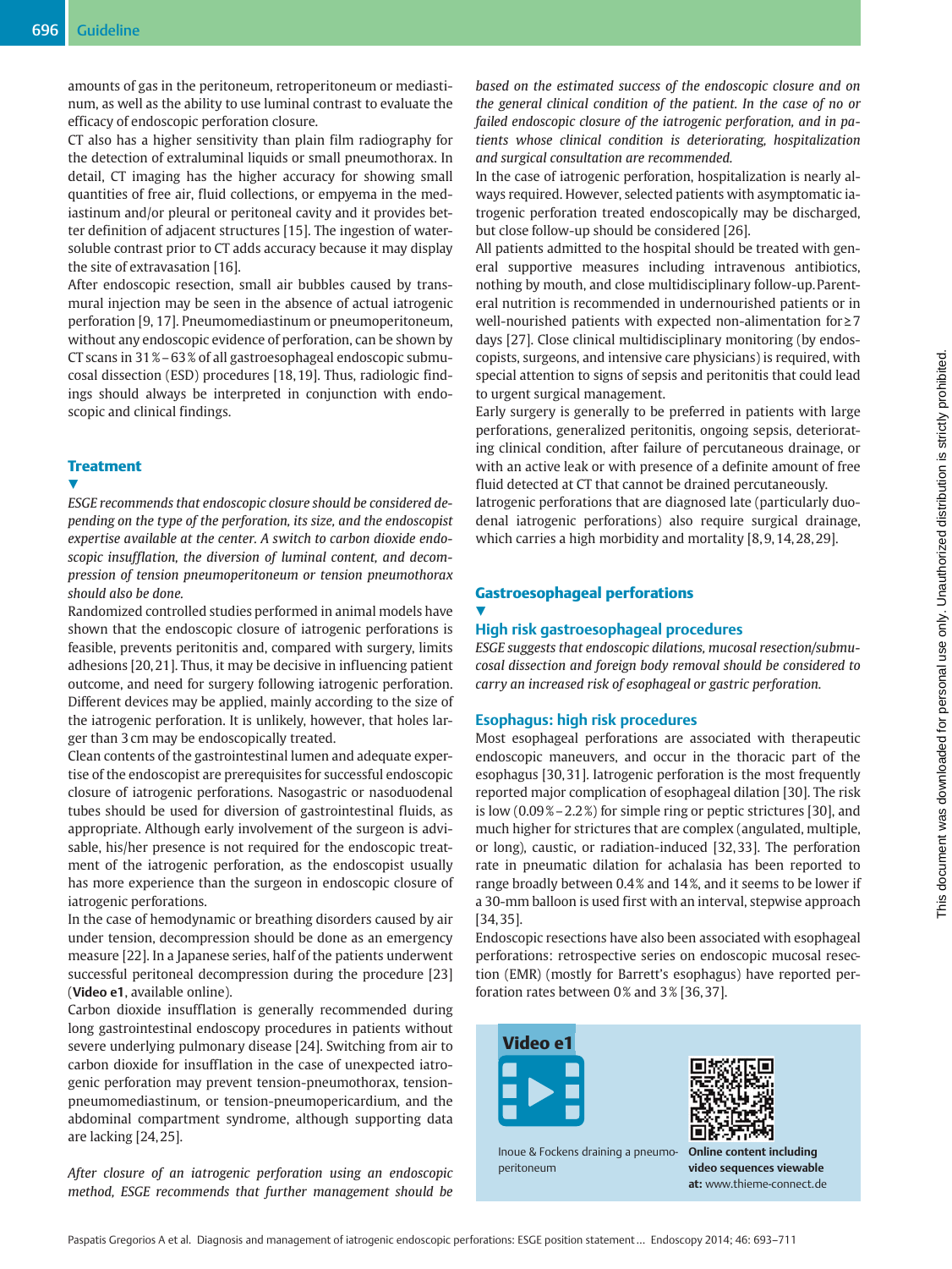amounts of gas in the peritoneum, retroperitoneum or mediastinum, as well as the ability to use luminal contrast to evaluate the efficacy of endoscopic perforation closure.

CT also has a higher sensitivity than plain film radiography for the detection of extraluminal liquids or small pneumothorax. In detail, CT imaging has the higher accuracy for showing small quantities of free air, fluid collections, or empyema in the mediastinum and/or pleural or peritoneal cavity and it provides better definition of adjacent structures [15]. The ingestion of water-soluble contrast prior to CT adds accuracy because it may display the site of extravasation [16].

After endoscopic resection, small air bubbles caused by transmural injection may be seen in the absence of actual iatrogenic perforation [9, 17]. Pneumomediastinum or pneumoperitoneum, without any endoscopic evidence of perforation, can be shown by CT scans in 31 %–63 % of all gastroesophageal endoscopic submucosal dissection (ESD) procedures [18, 19]. Thus, radiologic findings should always be interpreted in conjunction with endoscopic and clinical findings.

## Treatment

*ESGE recommends that endoscopic closure should be considered depending on the type of the perforation, its size, and the endoscopist expertise available at the center. A switch to carbon dioxide endoscopic insufflation, the diversion of luminal content, and decompression of tension pneumoperitoneum or tension pneumothorax should also be done.*

Randomized controlled studies performed in animal models have shown that the endoscopic closure of iatrogenic perforations is feasible, prevents peritonitis and, compared with surgery, limits adhesions [20, 21]. Thus, it may be decisive in influencing patient outcome, and need for surgery following iatrogenic perforation. Different devices may be applied, mainly according to the size of the iatrogenic perforation. It is unlikely, however, that holes larger than 3 cm may be endoscopically treated.

Clean contents of the gastrointestinal lumen and adequate expertise of the endoscopist are prerequisites for successful endoscopic closure of iatrogenic perforations. Nasogastric or nasoduodenal tubes should be used for diversion of gastrointestinal fluids, as appropriate. Although early involvement of the surgeon is advisable, his/her presence is not required for the endoscopic treatment of the iatrogenic perforation, as the endoscopist usually has more experience than the surgeon in endoscopic closure of iatrogenic perforations.

In the case of hemodynamic or breathing disorders caused by air under tension, decompression should be done as an emergency measure [22]. In a Japanese series, half of the patients underwent successful peritoneal decompression during the procedure [23] (**Video e1**, available online).

Carbon dioxide insufflation is generally recommended during long gastrointestinal endoscopy procedures in patients without severe underlying pulmonary disease [24]. Switching from air to carbon dioxide for insufflation in the case of unexpected iatrogenic perforation may prevent tension-pneumothorax, tension-pneumomediastinum, or tension-pneumopericardium, and the abdominal compartment syndrome, although supporting data are lacking [24, 25].

*After closure of an iatrogenic perforation using an endoscopic method, ESGE recommends that further management should be based on the estimated success of the endoscopic closure and on the general clinical condition of the patient. In the case of no or failed endoscopic closure of the iatrogenic perforation, and in patients whose clinical condition is deteriorating, hospitalization and surgical consultation are recommended.*

In the case of iatrogenic perforation, hospitalization is nearly always required. However, selected patients with asymptomatic iatrogenic perforation treated endoscopically may be discharged, but close follow-up should be considered [26].

All patients admitted to the hospital should be treated with general supportive measures including intravenous antibiotics, nothing by mouth, and close multidisciplinary follow-up. Parenteral nutrition is recommended in undernourished patients or in well-nourished patients with expected non-alimentation for ≥ 7 days [27]. Close clinical multidisciplinary monitoring (by endoscopists, surgeons, and intensive care physicians) is required, with special attention to signs of sepsis and peritonitis that could lead to urgent surgical management.

Early surgery is generally to be preferred in patients with large perforations, generalized peritonitis, ongoing sepsis, deteriorating clinical condition, after failure of percutaneous drainage, or with an active leak or with presence of a definite amount of free fluid detected at CT that cannot be drained percutaneously.

Iatrogenic perforations that are diagnosed late (particularly duodenal iatrogenic perforations) also require surgical drainage, which carries a high morbidity and mortality [8, 9, 14, 28, 29].

## Gastroesophageal perforations

### High risk gastroesophageal procedures

*ESGE suggests that endoscopic dilations, mucosal resection/submucosal dissection and foreign body removal should be considered to carry an increased risk of esophageal or gastric perforation.*

### Esophagus: high risk procedures

Most esophageal perforations are associated with therapeutic endoscopic maneuvers, and occur in the thoracic part of the esophagus [30, 31]. Iatrogenic perforation is the most frequently reported major complication of esophageal dilation [30]. The risk is low (0.09 %–2.2 %) for simple ring or peptic strictures [30], and much higher for strictures that are complex (angulated, multiple, or long), caustic, or radiation-induced [32, 33]. The perforation rate in pneumatic dilation for achalasia has been reported to range broadly between 0.4 % and 14 %, and it seems to be lower if a 30-mm balloon is used first with an interval, stepwise approach [34, 35].

Endoscopic resections have also been associated with esophageal perforations: retrospective series on endoscopic mucosal resection (EMR) (mostly for Barrett's esophagus) have reported perforation rates between 0 % and 3 % [36, 37].

**Video e1**

Inoue & Fockens draining a pneumoperitoneum

**Online content including video sequences viewable at:** www.thieme-connect.de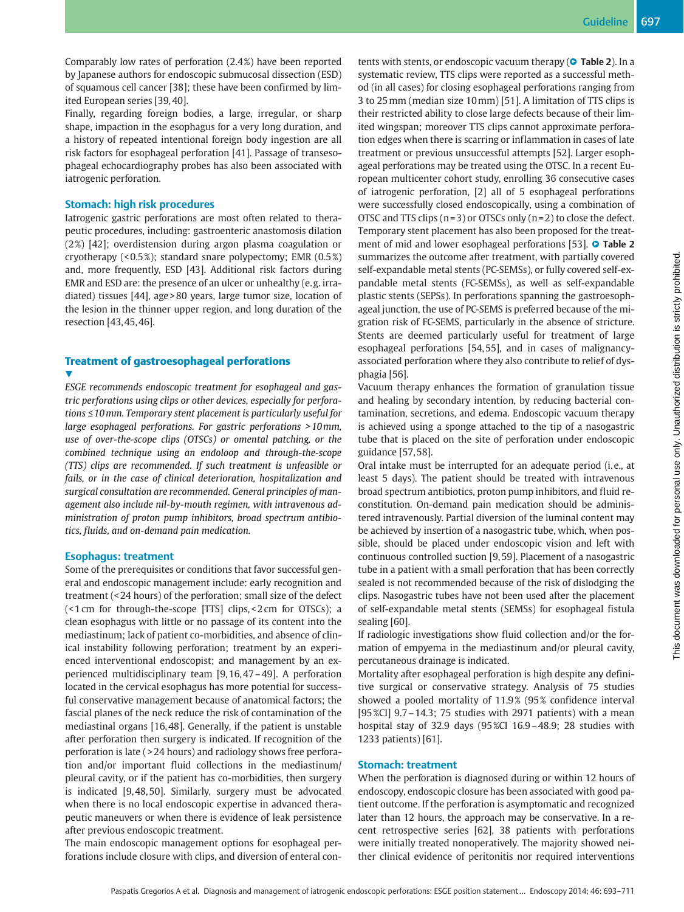Comparably low rates of perforation (2.4%) have been reported by Japanese authors for endoscopic submucosal dissection (ESD) of squamous cell cancer [38]; these have been confirmed by limited European series [39,40].

Finally, regarding foreign bodies, a large, irregular, or sharp shape, impaction in the esophagus for a very long duration, and a history of repeated intentional foreign body ingestion are all risk factors for esophageal perforation [41]. Passage of transesophageal echocardiography probes has also been associated with iatrogenic perforation.

### Stomach: high risk procedures

Iatrogenic gastric perforations are most often related to therapeutic procedures, including: gastroenteric anastomosis dilation (2%) [42]; overdistension during argon plasma coagulation or cryotherapy (< 0.5%); standard snare polypectomy; EMR (0.5%) and, more frequently, ESD [43]. Additional risk factors during EMR and ESD are: the presence of an ulcer or unhealthy (e.g. irradiated) tissues [44], age > 80 years, large tumor size, location of the lesion in the thinner upper region, and long duration of the resection [43,45,46].

## Treatment of gastroesophageal perforations

*ESGE recommends endoscopic treatment for esophageal and gastric perforations using clips or other devices, especially for perforations ≤ 10 mm. Temporary stent placement is particularly useful for large esophageal perforations. For gastric perforations > 10 mm, use of over-the-scope clips (OTSCs) or omental patching, or the combined technique using an endoloop and through-the-scope (TTS) clips are recommended. If such treatment is unfeasible or fails, or in the case of clinical deterioration, hospitalization and surgical consultation are recommended. General principles of management also include nil-by-mouth regimen, with intravenous administration of proton pump inhibitors, broad spectrum antibiotics, fluids, and on-demand pain medication.*

### Esophagus: treatment

Some of the prerequisites or conditions that favor successful general and endoscopic management include: early recognition and treatment (< 24 hours) of the perforation; small size of the defect (< 1 cm for through-the-scope [TTS] clips, < 2 cm for OTSCs); a clean esophagus with little or no passage of its content into the mediastinum; lack of patient co-morbidities, and absence of clinical instability following perforation; treatment by an experienced interventional endoscopist; and management by an experienced multidisciplinary team [9,16,47–49]. A perforation located in the cervical esophagus has more potential for successful conservative management because of anatomical factors; the fascial planes of the neck reduce the risk of contamination of the mediastinal organs [16,48]. Generally, if the patient is unstable after perforation then surgery is indicated. If recognition of the perforation is late (> 24 hours) and radiology shows free perforation and/or important fluid collections in the mediastinum/pleural cavity, or if the patient has co-morbidities, then surgery is indicated [9,48,50]. Similarly, surgery must be advocated when there is no local endoscopic expertise in advanced therapeutic maneuvers or when there is evidence of leak persistence after previous endoscopic treatment.

The main endoscopic management options for esophageal perforations include closure with clips, and diversion of enteral contents with stents, or endoscopic vacuum therapy (**Table 2**). In a systematic review, TTS clips were reported as a successful method (in all cases) for closing esophageal perforations ranging from 3 to 25 mm (median size 10 mm) [51]. A limitation of TTS clips is their restricted ability to close large defects because of their limited wingspan; moreover TTS clips cannot approximate perforation edges when there is scarring or inflammation in cases of late treatment or previous unsuccessful attempts [52]. Larger esophageal perforations may be treated using the OTSC. In a recent European multicenter cohort study, enrolling 36 consecutive cases of iatrogenic perforation, [2] all of 5 esophageal perforations were successfully closed endoscopically, using a combination of OTSC and TTS clips (n = 3) or OTSCs only (n = 2) to close the defect. Temporary stent placement has also been proposed for the treatment of mid and lower esophageal perforations [53]. **Table 2** summarizes the outcome after treatment, with partially covered self-expandable metal stents (PC-SEMSs), or fully covered self-expandable metal stents (FC-SEMSs), as well as self-expandable plastic stents (SEPSs). In perforations spanning the gastroesophageal junction, the use of PC-SEMS is preferred because of the migration risk of FC-SEMS, particularly in the absence of stricture. Stents are deemed particularly useful for treatment of large esophageal perforations [54,55], and in cases of malignancy-associated perforation where they also contribute to relief of dysphagia [56].

Vacuum therapy enhances the formation of granulation tissue and healing by secondary intention, by reducing bacterial contamination, secretions, and edema. Endoscopic vacuum therapy is achieved using a sponge attached to the tip of a nasogastric tube that is placed on the site of perforation under endoscopic guidance [57,58].

Oral intake must be interrupted for an adequate period (i.e., at least 5 days). The patient should be treated with intravenous broad spectrum antibiotics, proton pump inhibitors, and fluid reconstitution. On-demand pain medication should be administered intravenously. Partial diversion of the luminal content may be achieved by insertion of a nasogastric tube, which, when possible, should be placed under endoscopic vision and left with continuous controlled suction [9,59]. Placement of a nasogastric tube in a patient with a small perforation that has been correctly sealed is not recommended because of the risk of dislodging the clips. Nasogastric tubes have not been used after the placement of self-expandable metal stents (SEMSs) for esophageal fistula sealing [60].

If radiologic investigations show fluid collection and/or the formation of empyema in the mediastinum and/or pleural cavity, percutaneous drainage is indicated.

Mortality after esophageal perforation is high despite any definitive surgical or conservative strategy. Analysis of 75 studies showed a pooled mortality of 11.9% (95% confidence interval [95%CI] 9.7–14.3; 75 studies with 2971 patients) with a mean hospital stay of 32.9 days (95%CI 16.9–48.9; 28 studies with 1233 patients) [61].

### Stomach: treatment

When the perforation is diagnosed during or within 12 hours of endoscopy, endoscopic closure has been associated with good patient outcome. If the perforation is asymptomatic and recognized later than 12 hours, the approach may be conservative. In a recent retrospective series [62], 38 patients with perforations were initially treated nonoperatively. The majority showed neither clinical evidence of peritonitis nor required interventions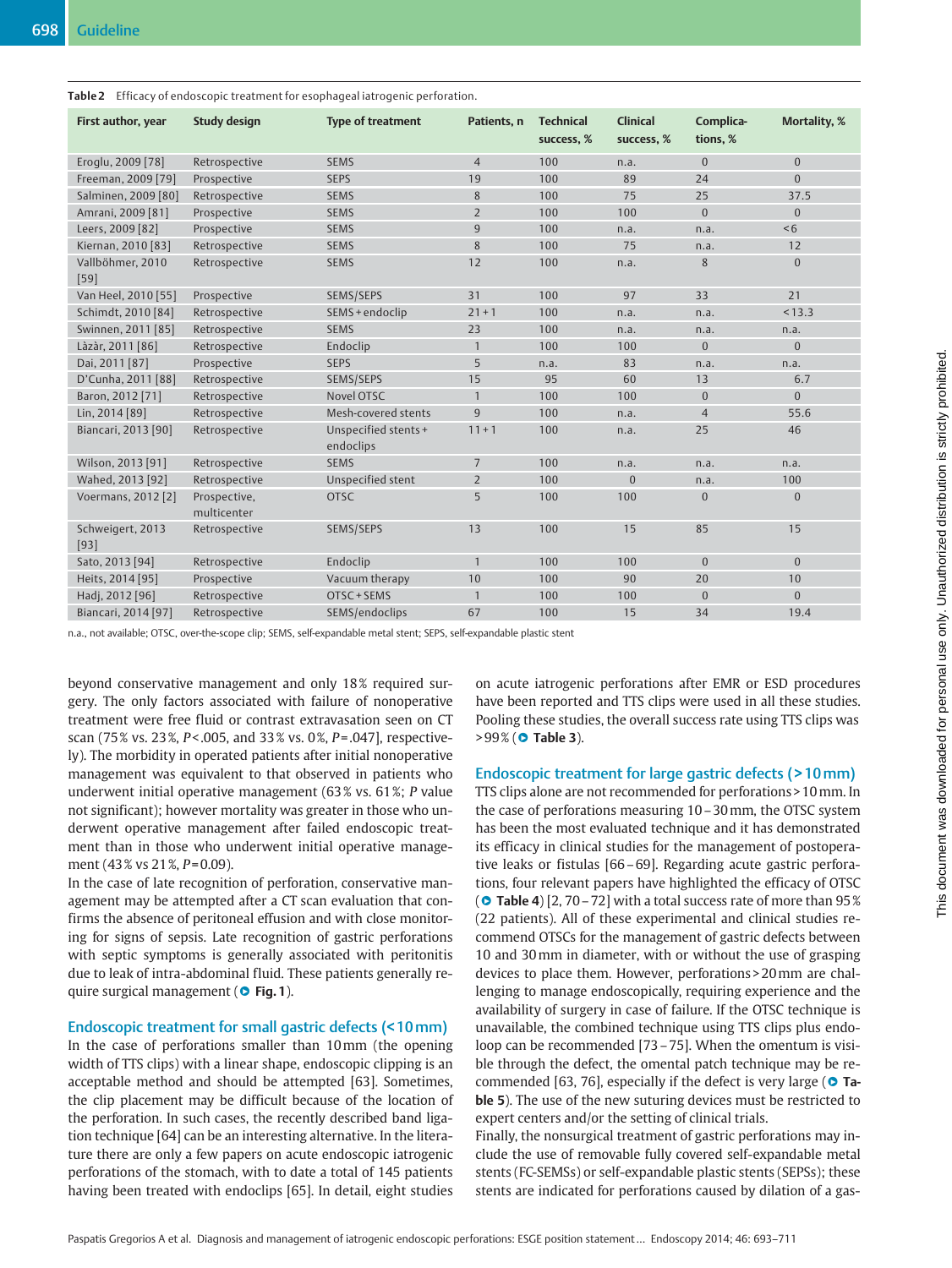**Table 2** Efficacy of endoscopic treatment for esophageal iatrogenic perforation.

| First author, year | Study design | Type of treatment | Patients, n | Technical success, % | Clinical success, % | Complications, % | Mortality, % |
|---|---|---|---|---|---|---|---|
| Eroglu, 2009 [78] | Retrospective | SEMS | 4 | 100 | n.a. | 0 | 0 |
| Freeman, 2009 [79] | Prospective | SEPS | 19 | 100 | 89 | 24 | 0 |
| Salminen, 2009 [80] | Retrospective | SEMS | 8 | 100 | 75 | 25 | 37.5 |
| Amrani, 2009 [81] | Prospective | SEMS | 2 | 100 | 100 | 0 | 0 |
| Leers, 2009 [82] | Prospective | SEMS | 9 | 100 | n.a. | n.a. | < 6 |
| Kiernan, 2010 [83] | Retrospective | SEMS | 8 | 100 | 75 | n.a. | 12 |
| Vallböhmer, 2010 [59] | Retrospective | SEMS | 12 | 100 | n.a. | 8 | 0 |
| Van Heel, 2010 [55] | Prospective | SEMS/SEPS | 31 | 100 | 97 | 33 | 21 |
| Schimdt, 2010 [84] | Retrospective | SEMS + endoclip | 21 + 1 | 100 | n.a. | n.a. | < 13.3 |
| Swinnen, 2011 [85] | Retrospective | SEMS | 23 | 100 | n.a. | n.a. | n.a. |
| Làzàr, 2011 [86] | Retrospective | Endoclip | 1 | 100 | 100 | 0 | 0 |
| Dai, 2011 [87] | Prospective | SEPS | 5 | n.a. | 83 | n.a. | n.a. |
| D'Cunha, 2011 [88] | Retrospective | SEMS/SEPS | 15 | 95 | 60 | 13 | 6.7 |
| Baron, 2012 [71] | Retrospective | Novel OTSC | 1 | 100 | 100 | 0 | 0 |
| Lin, 2014 [89] | Retrospective | Mesh-covered stents | 9 | 100 | n.a. | 4 | 55.6 |
| Biancari, 2013 [90] | Retrospective | Unspecified stents + endoclips | 11 + 1 | 100 | n.a. | 25 | 46 |
| Wilson, 2013 [91] | Retrospective | SEMS | 7 | 100 | n.a. | n.a. | n.a. |
| Wahed, 2013 [92] | Retrospective | Unspecified stent | 2 | 100 | 0 | n.a. | 100 |
| Voermans, 2012 [2] | Prospective, multicenter | OTSC | 5 | 100 | 100 | 0 | 0 |
| Schweigert, 2013 [93] | Retrospective | SEMS/SEPS | 13 | 100 | 15 | 85 | 15 |
| Sato, 2013 [94] | Retrospective | Endoclip | 1 | 100 | 100 | 0 | 0 |
| Heits, 2014 [95] | Prospective | Vacuum therapy | 10 | 100 | 90 | 20 | 10 |
| Hadj, 2012 [96] | Retrospective | OTSC + SEMS | 1 | 100 | 100 | 0 | 0 |
| Biancari, 2014 [97] | Retrospective | SEMS/endoclips | 67 | 100 | 15 | 34 | 19.4 |

n.a., not available; OTSC, over-the-scope clip; SEMS, self-expandable metal stent; SEPS, self-expandable plastic stent

beyond conservative management and only 18 % required surgery. The only factors associated with failure of nonoperative treatment were free fluid or contrast extravasation seen on CT scan (75 % vs. 23 %, $P < .005$, and 33 % vs. 0 %, $P = .047$), respectively). The morbidity in operated patients after initial nonoperative management was equivalent to that observed in patients who underwent initial operative management (63 % vs. 61 %; $P$ value not significant); however mortality was greater in those who underwent operative management after failed endoscopic treatment than in those who underwent initial operative management (43 % vs 21 %, $P = 0.09$).

In the case of late recognition of perforation, conservative management may be attempted after a CT scan evaluation that confirms the absence of peritoneal effusion and with close monitoring for signs of sepsis. Late recognition of gastric perforations with septic symptoms is generally associated with peritonitis due to leak of intra-abdominal fluid. These patients generally require surgical management (**Fig. 1**).

## Endoscopic treatment for small gastric defects (< 10 mm)

In the case of perforations smaller than 10 mm (the opening width of TTS clips) with a linear shape, endoscopic clipping is an acceptable method and should be attempted [63]. Sometimes, the clip placement may be difficult because of the location of the perforation. In such cases, the recently described band ligation technique [64] can be an interesting alternative. In the literature there are only a few papers on acute endoscopic iatrogenic perforations of the stomach, with to date a total of 145 patients having been treated with endoclips [65]. In detail, eight studies on acute iatrogenic perforations after EMR or ESD procedures have been reported and TTS clips were used in all these studies. Pooling these studies, the overall success rate using TTS clips was > 99 % (**Table 3**).

## Endoscopic treatment for large gastric defects (> 10 mm)

TTS clips alone are not recommended for perforations > 10 mm. In the case of perforations measuring 10 – 30 mm, the OTSC system has been the most evaluated technique and it has demonstrated its efficacy in clinical studies for the management of postoperative leaks or fistulas [66 – 69]. Regarding acute gastric perforations, four relevant papers have highlighted the efficacy of OTSC (**Table 4**) [2, 70 – 72] with a total success rate of more than 95 % (22 patients). All of these experimental and clinical studies recommend OTSCs for the management of gastric defects between 10 and 30 mm in diameter, with or without the use of grasping devices to place them. However, perforations > 20 mm are challenging to manage endoscopically, requiring experience and the availability of surgery in case of failure. If the OTSC technique is unavailable, the combined technique using TTS clips plus endoloop can be recommended [73 – 75]. When the omentum is visible through the defect, the omental patch technique may be recommended [63, 76], especially if the defect is very large (**Table 5**). The use of the new suturing devices must be restricted to expert centers and/or the setting of clinical trials.

Finally, the nonsurgical treatment of gastric perforations may include the use of removable fully covered self-expandable metal stents (FC-SEMSs) or self-expandable plastic stents (SEPSs); these stents are indicated for perforations caused by dilation of a gas-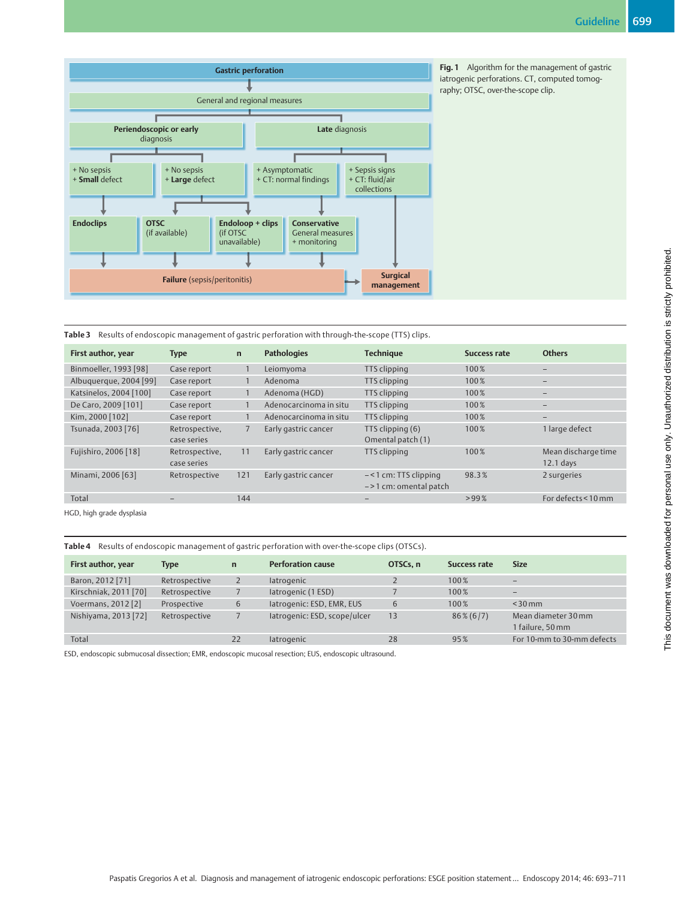**Fig. 1** Algorithm for the management of gastric iatrogenic perforations. CT, computed tomography; OTSC, over-the-scope clip.

Table 3 Results of endoscopic management of gastric perforation with through-the-scope (TTS) clips.

| First author, year | Type | n | Pathologies | Technique | Success rate | Others |
|---|---|---|---|---|---|---|
| Binmoeller, 1993 [98] | Case report | 1 | Leiomyoma | TTS clipping | 100 % | – |
| Albuquerque, 2004 [99] | Case report | 1 | Adenoma | TTS clipping | 100 % | – |
| Katsinelos, 2004 [100] | Case report | 1 | Adenoma (HGD) | TTS clipping | 100 % | – |
| De Caro, 2009 [101] | Case report | 1 | Adenocarcinoma in situ | TTS clipping | 100 % | – |
| Kim, 2000 [102] | Case report | 1 | Adenocarcinoma in situ | TTS clipping | 100 % | – |
| Tsunada, 2003 [76] | Retrospective, case series | 7 | Early gastric cancer | TTS clipping (6) Omental patch (1) | 100 % | 1 large defect |
| Fujishiro, 2006 [18] | Retrospective, case series | 11 | Early gastric cancer | TTS clipping | 100 % | Mean discharge time 12.1 days |
| Minami, 2006 [63] | Retrospective | 121 | Early gastric cancer | – < 1 cm: TTS clipping – > 1 cm: omental patch | 98.3 % | 2 surgeries |
| Total | – | 144 | | – | > 99 % | For defects < 10 mm |

HGD, high grade dysplasia

Table 4 Results of endoscopic management of gastric perforation with over-the-scope clips (OTSCs).

| First author, year | Type | n | Perforation cause | OTSCs, n | Success rate | Size |
|---|---|---|---|---|---|---|
| Baron, 2012 [71] | Retrospective | 2 | Iatrogenic | 2 | 100 % | – |
| Kirschniak, 2011 [70] | Retrospective | 7 | Iatrogenic (1 ESD) | 7 | 100 % | – |
| Voermans, 2012 [2] | Prospective | 6 | Iatrogenic: ESD, EMR, EUS | 6 | 100 % | < 30 mm |
| Nishiyama, 2013 [72] | Retrospective | 7 | Iatrogenic: ESD, scope/ulcer | 13 | 86 % (6/7) | Mean diameter 30 mm 1 failure, 50 mm |
| Total | | 22 | Iatrogenic | 28 | 95 % | For 10-mm to 30-mm defects |

ESD, endoscopic submucosal dissection; EMR, endoscopic mucosal resection; EUS, endoscopic ultrasound.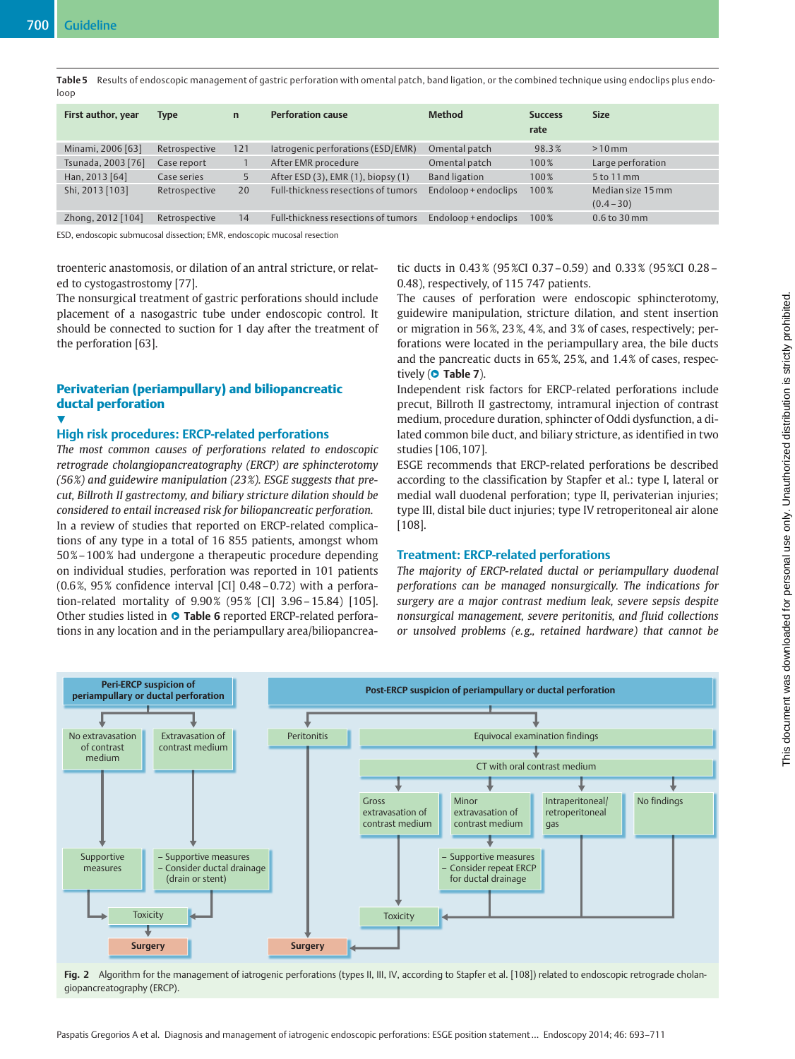Table 5 Results of endoscopic management of gastric perforation with omental patch, band ligation, or the combined technique using endoclips plus endoloop

| First author, year | Type | n | Perforation cause | Method | Success rate | Size |
|---|---|---|---|---|---|---|
| Minami, 2006 [63] | Retrospective | 121 | Iatrogenic perforations (ESD/EMR) | Omental patch | 98.3 % | > 10 mm |
| Tsunada, 2003 [76] | Case report | 1 | After EMR procedure | Omental patch | 100 % | Large perforation |
| Han, 2013 [64] | Case series | 5 | After ESD (3), EMR (1), biopsy (1) | Band ligation | 100 % | 5 to 11 mm |
| Shi, 2013 [103] | Retrospective | 20 | Full-thickness resections of tumors | Endoloop + endoclips | 100 % | Median size 15 mm (0.4 – 30) |
| Zhong, 2012 [104] | Retrospective | 14 | Full-thickness resections of tumors | Endoloop + endoclips | 100 % | 0.6 to 30 mm |

ESD, endoscopic submucosal dissection; EMR, endoscopic mucosal resection

troenteric anastomosis, or dilation of an antral stricture, or related to cystogastrostomy [77].

The nonsurgical treatment of gastric perforations should include placement of a nasogastric tube under endoscopic control. It should be connected to suction for 1 day after the treatment of the perforation [63].

## Perivaterian (periampullary) and biliopancreatic ductal perforation

### High risk procedures: ERCP-related perforations

*The most common causes of perforations related to endoscopic retrograde cholangiopancreatography (ERCP) are sphincterotomy (56 %) and guidewire manipulation (23 %). ESGE suggests that precut, Billroth II gastrectomy, and biliary stricture dilation should be considered to entail increased risk for biliopancreatic perforation.*

In a review of studies that reported on ERCP-related complications of any type in a total of 16 855 patients, amongst whom 50 % – 100 % had undergone a therapeutic procedure depending on individual studies, perforation was reported in 101 patients (0.6 %, 95 % confidence interval [CI] 0.48 – 0.72) with a perforation-related mortality of 9.90 % (95 % [CI] 3.96 – 15.84) [105]. Other studies listed in Table 6 reported ERCP-related perforations in any location and in the periampullary area/biliopancreatic ducts in 0.43 % (95 %CI 0.37 – 0.59) and 0.33 % (95 %CI 0.28 – 0.48), respectively, of 115 747 patients.

The causes of perforation were endoscopic sphincterotomy, guidewire manipulation, stricture dilation, and stent insertion or migration in 56 %, 23 %, 4 %, and 3 % of cases, respectively; perforations were located in the periampullary area, the bile ducts and the pancreatic ducts in 65 %, 25 %, and 1.4 % of cases, respectively (Table 7).

Independent risk factors for ERCP-related perforations include precut, Billroth II gastrectomy, intramural injection of contrast medium, procedure duration, sphincter of Oddi dysfunction, a dilated common bile duct, and biliary stricture, as identified in two studies [106, 107].

ESGE recommends that ERCP-related perforations be described according to the classification by Stapfer et al.: type I, lateral or medial wall duodenal perforation; type II, perivaterian injuries; type III, distal bile duct injuries; type IV retroperitoneal air alone [108].

### Treatment: ERCP-related perforations

*The majority of ERCP-related ductal or periampullary duodenal perforations can be managed nonsurgically. The indications for surgery are a major contrast medium leak, severe sepsis despite nonsurgical management, severe peritonitis, and fluid collections or unsolved problems (e.g., retained hardware) that cannot be*

Peri-ERCP suspicion of periampullary or ductal perforation
- No extravasation of contrast medium → Supportive measures → Toxicity → Surgery
- Extravasation of contrast medium → – Supportive measures – Consider ductal drainage (drain or stent) → Toxicity → Surgery

Post-ERCP suspicion of periampullary or ductal perforation
- Peritonitis → Surgery
- Equivocal examination findings → CT with oral contrast medium
  - Gross extravasation of contrast medium → Toxicity → Surgery
  - Minor extravasation of contrast medium → – Supportive measures – Consider repeat ERCP for ductal drainage → Toxicity → Surgery
  - Intraperitoneal/retroperitoneal gas → Toxicity → Surgery
  - No findings → Toxicity → Surgery

Fig. 2 Algorithm for the management of iatrogenic perforations (types II, III, IV, according to Stapfer et al. [108]) related to endoscopic retrograde cholangiopancreatography (ERCP).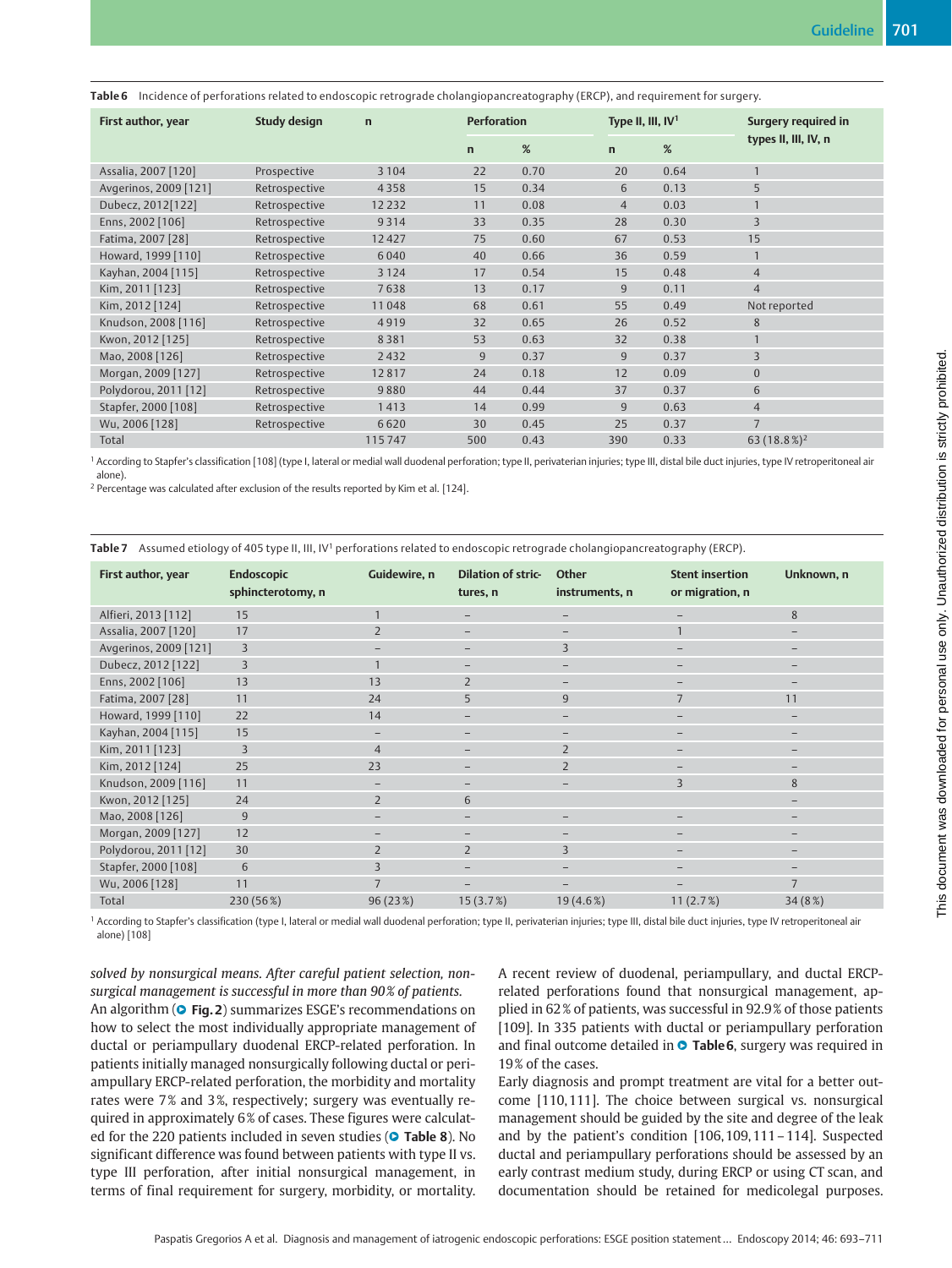**Table 6** Incidence of perforations related to endoscopic retrograde cholangiopancreatography (ERCP), and requirement for surgery.

| First author, year | Study design | n | Perforation | | Type II, III, IV[1] | | Surgery required in types II, III, IV, n |
|---|---|---|---|---|---|---|---|
| | | | n | % | n | % | |
| Assalia, 2007 [120] | Prospective | 3104 | 22 | 0.70 | 20 | 0.64 | 1 |
| Avgerinos, 2009 [121] | Retrospective | 4358 | 15 | 0.34 | 6 | 0.13 | 5 |
| Dubecz, 2012[122] | Retrospective | 12232 | 11 | 0.08 | 4 | 0.03 | 1 |
| Enns, 2002 [106] | Retrospective | 9314 | 33 | 0.35 | 28 | 0.30 | 3 |
| Fatima, 2007 [28] | Retrospective | 12427 | 75 | 0.60 | 67 | 0.53 | 15 |
| Howard, 1999 [110] | Retrospective | 6040 | 40 | 0.66 | 36 | 0.59 | 1 |
| Kayhan, 2004 [115] | Retrospective | 3124 | 17 | 0.54 | 15 | 0.48 | 4 |
| Kim, 2011 [123] | Retrospective | 7638 | 13 | 0.17 | 9 | 0.11 | 4 |
| Kim, 2012 [124] | Retrospective | 11048 | 68 | 0.61 | 55 | 0.49 | Not reported |
| Knudson, 2008 [116] | Retrospective | 4919 | 32 | 0.65 | 26 | 0.52 | 8 |
| Kwon, 2012 [125] | Retrospective | 8381 | 53 | 0.63 | 32 | 0.38 | 1 |
| Mao, 2008 [126] | Retrospective | 2432 | 9 | 0.37 | 9 | 0.37 | 3 |
| Morgan, 2009 [127] | Retrospective | 12817 | 24 | 0.18 | 12 | 0.09 | 0 |
| Polydorou, 2011 [12] | Retrospective | 9880 | 44 | 0.44 | 37 | 0.37 | 6 |
| Stapfer, 2000 [108] | Retrospective | 1413 | 14 | 0.99 | 9 | 0.63 | 4 |
| Wu, 2006 [128] | Retrospective | 6620 | 30 | 0.45 | 25 | 0.37 | 7 |
| Total | | 115747 | 500 | 0.43 | 390 | 0.33 | 63 (18.8%)[2] |

[1] According to Stapfer's classification [108] (type I, lateral or medial wall duodenal perforation; type II, perivaterian injuries; type III, distal bile duct injuries, type IV retroperitoneal air alone).
[2] Percentage was calculated after exclusion of the results reported by Kim et al. [124].

**Table 7** Assumed etiology of 405 type II, III, IV[1] perforations related to endoscopic retrograde cholangiopancreatography (ERCP).

| First author, year | Endoscopic sphincterotomy, n | Guidewire, n | Dilation of strictures, n | Other instruments, n | Stent insertion or migration, n | Unknown, n |
|---|---|---|---|---|---|---|
| Alfieri, 2013 [112] | 15 | 1 | – | – | – | 8 |
| Assalia, 2007 [120] | 17 | 2 | – | – | 1 | – |
| Avgerinos, 2009 [121] | 3 | – | – | 3 | – | – |
| Dubecz, 2012 [122] | 3 | 1 | – | – | – | – |
| Enns, 2002 [106] | 13 | 13 | 2 | – | – | – |
| Fatima, 2007 [28] | 11 | 24 | 5 | 9 | 7 | 11 |
| Howard, 1999 [110] | 22 | 14 | – | – | – | – |
| Kayhan, 2004 [115] | 15 | – | – | – | – | – |
| Kim, 2011 [123] | 3 | 4 | – | 2 | – | – |
| Kim, 2012 [124] | 25 | 23 | – | 2 | – | – |
| Knudson, 2009 [116] | 11 | – | – | – | 3 | 8 |
| Kwon, 2012 [125] | 24 | 2 | 6 | | | – |
| Mao, 2008 [126] | 9 | – | – | – | – | – |
| Morgan, 2009 [127] | 12 | – | – | – | – | – |
| Polydorou, 2011 [12] | 30 | 2 | 2 | 3 | – | – |
| Stapfer, 2000 [108] | 6 | 3 | – | – | – | – |
| Wu, 2006 [128] | 11 | 7 | – | – | – | 7 |
| Total | 230 (56%) | 96 (23%) | 15 (3.7%) | 19 (4.6%) | 11 (2.7%) | 34 (8%) |

[1] According to Stapfer's classification (type I, lateral or medial wall duodenal perforation; type II, perivaterian injuries; type III, distal bile duct injuries, type IV retroperitoneal air alone) [108]

*solved by nonsurgical means. After careful patient selection, nonsurgical management is successful in more than 90% of patients.*

An algorithm (Fig. 2) summarizes ESGE's recommendations on how to select the most individually appropriate management of ductal or periampullary duodenal ERCP-related perforation. In patients initially managed nonsurgically following ductal or periampullary ERCP-related perforation, the morbidity and mortality rates were 7% and 3%, respectively; surgery was eventually required in approximately 6% of cases. These figures were calculated for the 220 patients included in seven studies (Table 8). No significant difference was found between patients with type II vs. type III perforation, after initial nonsurgical management, in terms of final requirement for surgery, morbidity, or mortality.

A recent review of duodenal, periampullary, and ductal ERCP-related perforations found that nonsurgical management, applied in 62% of patients, was successful in 92.9% of those patients [109]. In 335 patients with ductal or periampullary perforation and final outcome detailed in Table 6, surgery was required in 19% of the cases.

Early diagnosis and prompt treatment are vital for a better outcome [110,111]. The choice between surgical vs. nonsurgical management should be guided by the site and degree of the leak and by the patient's condition [106,109,111–114]. Suspected ductal and periampullary perforations should be assessed by an early contrast medium study, during ERCP or using CT scan, and documentation should be retained for medicolegal purposes.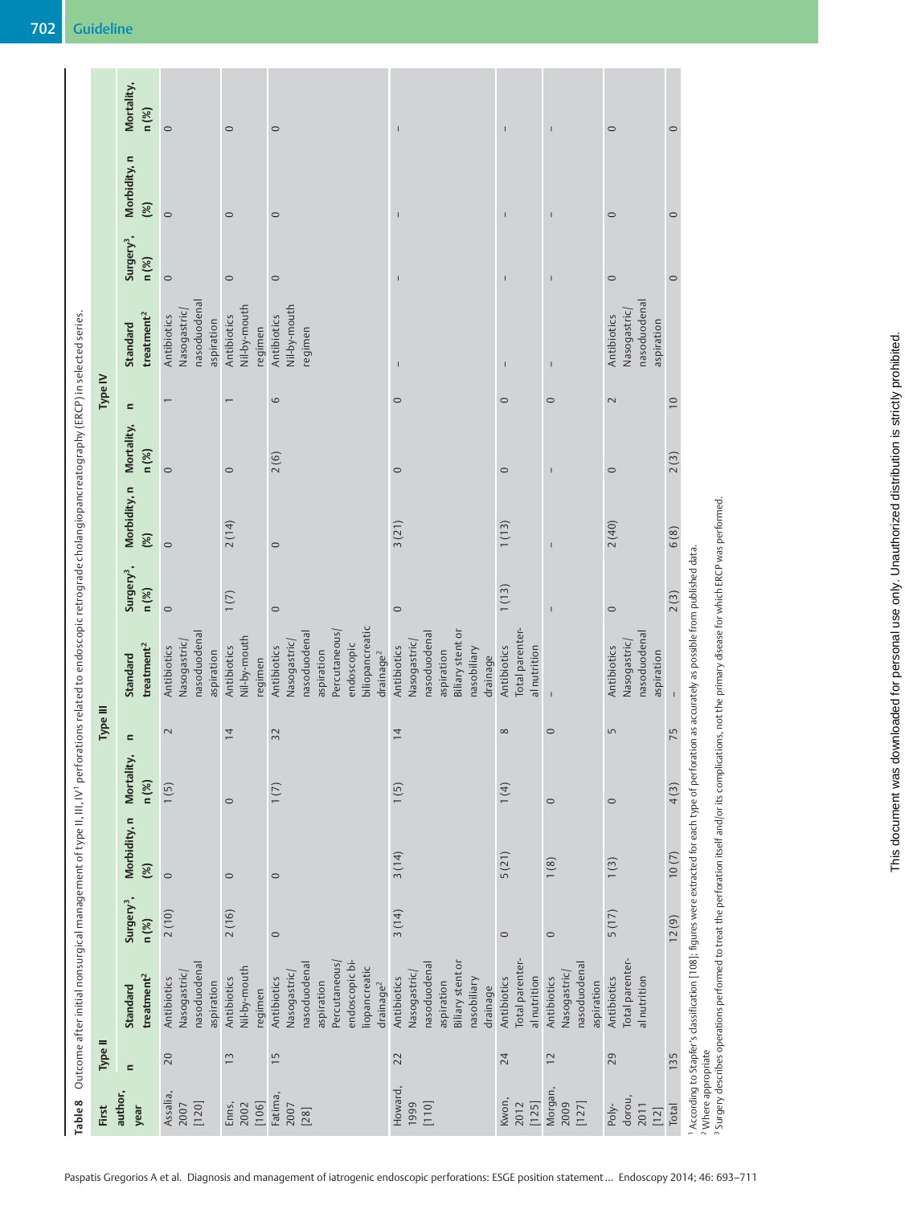**Table 8** Outcome after initial nonsurgical management of type II, III, IV[1] perforations related to endoscopic retrograde cholangiopancreatography (ERCP) in selected series.

| First author, year | Type II | | | | | Type III | | | | | Type IV | | | | |
|---|---|---|---|---|---|---|---|---|---|---|---|---|---|---|---|
| | n | Standard treatment[2] | Surgery[3], n (%) | Morbidity, n (%) | Mortality, n (%) | n | Standard treatment[2] | Surgery[3], n (%) | Morbidity, n (%) | Mortality, n (%) | n | Standard treatment[2] | Surgery[3], n (%) | Morbidity, n (%) | Mortality, n (%) |
| Assalia, 2007 [120] | 20 | Antibiotics Nasogastric/nasoduodenal aspiration | 2 (10) | 0 | 1 (5) | 2 | Antibiotics Nasogastric/nasoduodenal aspiration | 0 | 0 | 0 | 1 | Antibiotics Nasogastric/nasoduodenal aspiration | 0 | 0 | 0 |
| Enns, 2002 [106] | 13 | Antibiotics Nil-by-mouth regimen | 2 (16) | 0 | 0 | 14 | Antibiotics Nil-by-mouth regimen | 1 (7) | 2 (14) | 0 | 1 | Antibiotics Nil-by-mouth regimen | 0 | 0 | 0 |
| Fatima, 2007 [28] | 15 | Antibiotics Nasogastric/nasoduodenal aspiration Percutaneous/endoscopic biliopancreatic drainage[2] | 0 | 0 | 1 (7) | 32 | Antibiotics Nasogastric/nasoduodenal aspiration Percutaneous/endoscopic biliopancreatic drainage[2] | 0 | 0 | 2 (6) | 6 | Antibiotics Nil-by-mouth regimen | 0 | 0 | 0 |
| Howard, 1999 [110] | 22 | Antibiotics Nasogastric/nasoduodenal aspiration Biliary stent or nasobiliary drainage | 3 (14) | 3 (14) | 1 (5) | 14 | Antibiotics Nasogastric/nasoduodenal aspiration Biliary stent or nasobiliary drainage | 0 | 3 (21) | 0 | 0 | – | – | – | – |
| Kwon, 2012 [125] | 24 | Antibiotics Total parenteral nutrition | 0 | 5 (21) | 1 (4) | 8 | Antibiotics Total parenteral nutrition | 1 (13) | 1 (13) | 0 | 0 | – | – | – | – |
| Morgan, 2009 [127] | 12 | Antibiotics Nasogastric/nasoduodenal aspiration | 0 | 1 (8) | 0 | 0 | – | – | – | – | 0 | – | – | – | – |
| Polydorou, 2011 [12] | 29 | Antibiotics Total parenteral nutrition | 5 (17) | 1 (3) | 0 | 5 | Antibiotics Nasogastric/nasoduodenal aspiration | 0 | 2 (40) | 0 | 2 | Antibiotics Nasogastric/nasoduodenal aspiration | 0 | 0 | 0 |
| Total | 135 | | 12 (9) | 10 (7) | 4 (3) | 75 | – | 2 (3) | 6 (8) | 2 (3) | 10 | | 0 | 0 | 0 |

[1] According to Stapfer's classification [108]; figures were extracted for each type of perforation as accurately as possible from published data.
[2] Where appropriate
[3] Surgery describes operations performed to treat the perforation itself and/or its complications, not the primary disease for which ERCP was performed.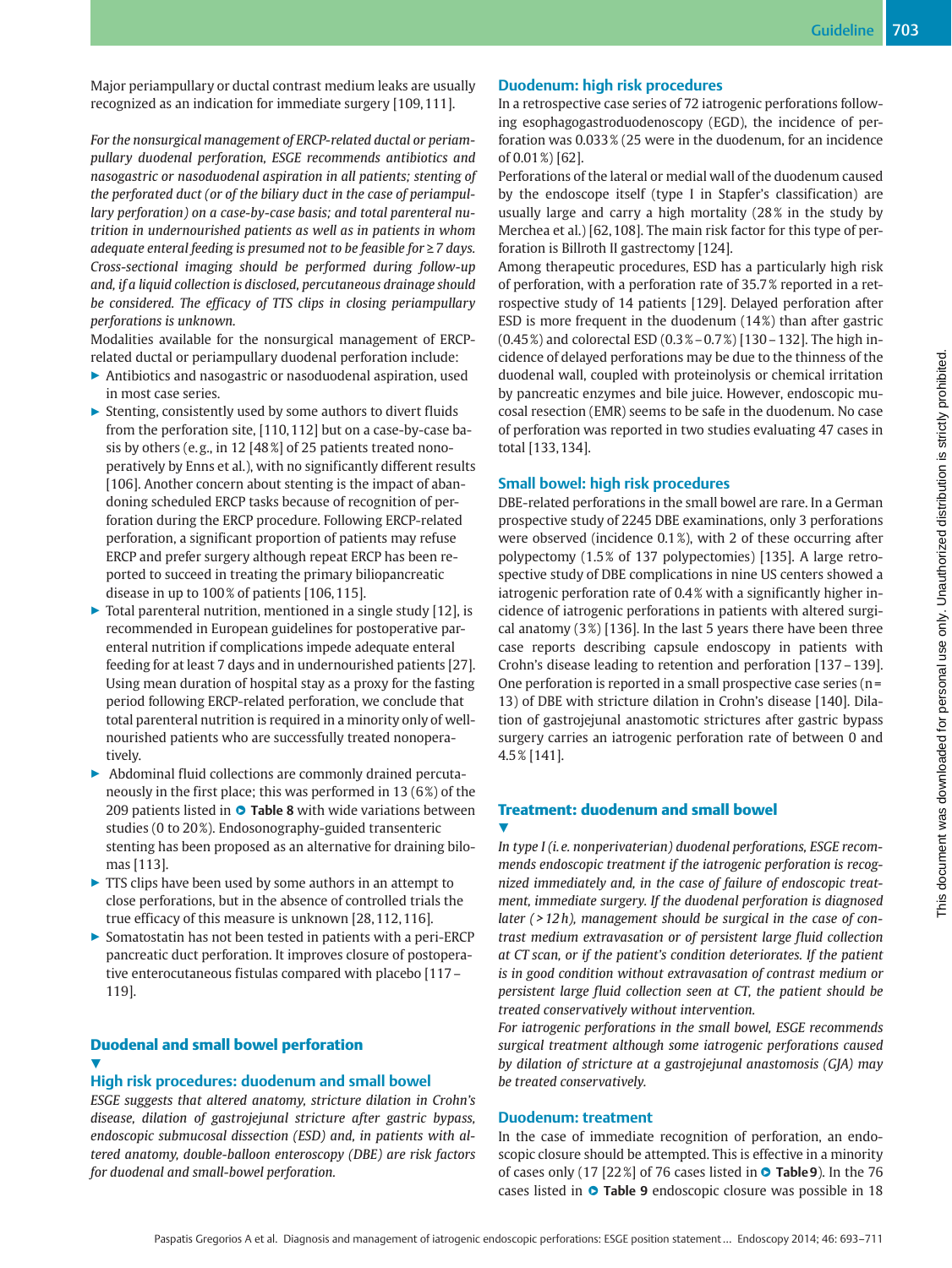Major periampullary or ductal contrast medium leaks are usually recognized as an indication for immediate surgery [109,111].

*For the nonsurgical management of ERCP-related ductal or periampullary duodenal perforation, ESGE recommends antibiotics and nasogastric or nasoduodenal aspiration in all patients; stenting of the perforated duct (or of the biliary duct in the case of periampullary perforation) on a case-by-case basis; and total parenteral nutrition in undernourished patients as well as in patients in whom adequate enteral feeding is presumed not to be feasible for ≥ 7 days. Cross-sectional imaging should be performed during follow-up and, if a liquid collection is disclosed, percutaneous drainage should be considered. The efficacy of TTS clips in closing periampullary perforations is unknown.*

Modalities available for the nonsurgical management of ERCP-related ductal or periampullary duodenal perforation include:

- Antibiotics and nasogastric or nasoduodenal aspiration, used in most case series.
- Stenting, consistently used by some authors to divert fluids from the perforation site, [110,112] but on a case-by-case basis by others (e.g., in 12 [48%] of 25 patients treated nonoperatively by Enns et al.), with no significantly different results [106]. Another concern about stenting is the impact of abandoning scheduled ERCP tasks because of recognition of perforation during the ERCP procedure. Following ERCP-related perforation, a significant proportion of patients may refuse ERCP and prefer surgery although repeat ERCP has been reported to succeed in treating the primary biliopancreatic disease in up to 100% of patients [106,115].
- Total parenteral nutrition, mentioned in a single study [12], is recommended in European guidelines for postoperative parenteral nutrition if complications impede adequate enteral feeding for at least 7 days and in undernourished patients [27]. Using mean duration of hospital stay as a proxy for the fasting period following ERCP-related perforation, we conclude that total parenteral nutrition is required in a minority only of well-nourished patients who are successfully treated nonoperatively.
- Abdominal fluid collections are commonly drained percutaneously in the first place; this was performed in 13 (6%) of the 209 patients listed in **Table 8** with wide variations between studies (0 to 20%). Endosonography-guided transenteric stenting has been proposed as an alternative for draining bilomas [113].
- TTS clips have been used by some authors in an attempt to close perforations, but in the absence of controlled trials the true efficacy of this measure is unknown [28,112,116].
- Somatostatin has not been tested in patients with a peri-ERCP pancreatic duct perforation. It improves closure of postoperative enterocutaneous fistulas compared with placebo [117–119].

## Duodenal and small bowel perforation

### High risk procedures: duodenum and small bowel

*ESGE suggests that altered anatomy, stricture dilation in Crohn's disease, dilation of gastrojejunal stricture after gastric bypass, endoscopic submucosal dissection (ESD) and, in patients with altered anatomy, double-balloon enteroscopy (DBE) are risk factors for duodenal and small-bowel perforation.*

### Duodenum: high risk procedures

In a retrospective case series of 72 iatrogenic perforations following esophagogastroduodenoscopy (EGD), the incidence of perforation was 0.033% (25 were in the duodenum, for an incidence of 0.01%) [62].

Perforations of the lateral or medial wall of the duodenum caused by the endoscope itself (type I in Stapfer's classification) are usually large and carry a high mortality (28% in the study by Merchea et al.) [62,108]. The main risk factor for this type of perforation is Billroth II gastrectomy [124].

Among therapeutic procedures, ESD has a particularly high risk of perforation, with a perforation rate of 35.7% reported in a retrospective study of 14 patients [129]. Delayed perforation after ESD is more frequent in the duodenum (14%) than after gastric (0.45%) and colorectal ESD (0.3%–0.7%) [130–132]. The high incidence of delayed perforations may be due to the thinness of the duodenal wall, coupled with proteinolysis or chemical irritation by pancreatic enzymes and bile juice. However, endoscopic mucosal resection (EMR) seems to be safe in the duodenum. No case of perforation was reported in two studies evaluating 47 cases in total [133,134].

### Small bowel: high risk procedures

DBE-related perforations in the small bowel are rare. In a German prospective study of 2245 DBE examinations, only 3 perforations were observed (incidence 0.1%), with 2 of these occurring after polypectomy (1.5% of 137 polypectomies) [135]. A large retrospective study of DBE complications in nine US centers showed a iatrogenic perforation rate of 0.4% with a significantly higher incidence of iatrogenic perforations in patients with altered surgical anatomy (3%) [136]. In the last 5 years there have been three case reports describing capsule endoscopy in patients with Crohn's disease leading to retention and perforation [137–139]. One perforation is reported in a small prospective case series (n = 13) of DBE with stricture dilation in Crohn's disease [140]. Dilation of gastrojejunal anastomotic strictures after gastric bypass surgery carries an iatrogenic perforation rate of between 0 and 4.5% [141].

## Treatment: duodenum and small bowel

*In type I (i.e. nonperivaterian) duodenal perforations, ESGE recommends endoscopic treatment if the iatrogenic perforation is recognized immediately and, in the case of failure of endoscopic treatment, immediate surgery. If the duodenal perforation is diagnosed later (> 12h), management should be surgical in the case of contrast medium extravasation or of persistent large fluid collection at CT scan, or if the patient's condition deteriorates. If the patient is in good condition without extravasation of contrast medium or persistent large fluid collection seen at CT, the patient should be treated conservatively without intervention.*

*For iatrogenic perforations in the small bowel, ESGE recommends surgical treatment although some iatrogenic perforations caused by dilation of stricture at a gastrojejunal anastomosis (GJA) may be treated conservatively.*

### Duodenum: treatment

In the case of immediate recognition of perforation, an endoscopic closure should be attempted. This is effective in a minority of cases only (17 [22%] of 76 cases listed in **Table 9**). In the 76 cases listed in **Table 9** endoscopic closure was possible in 18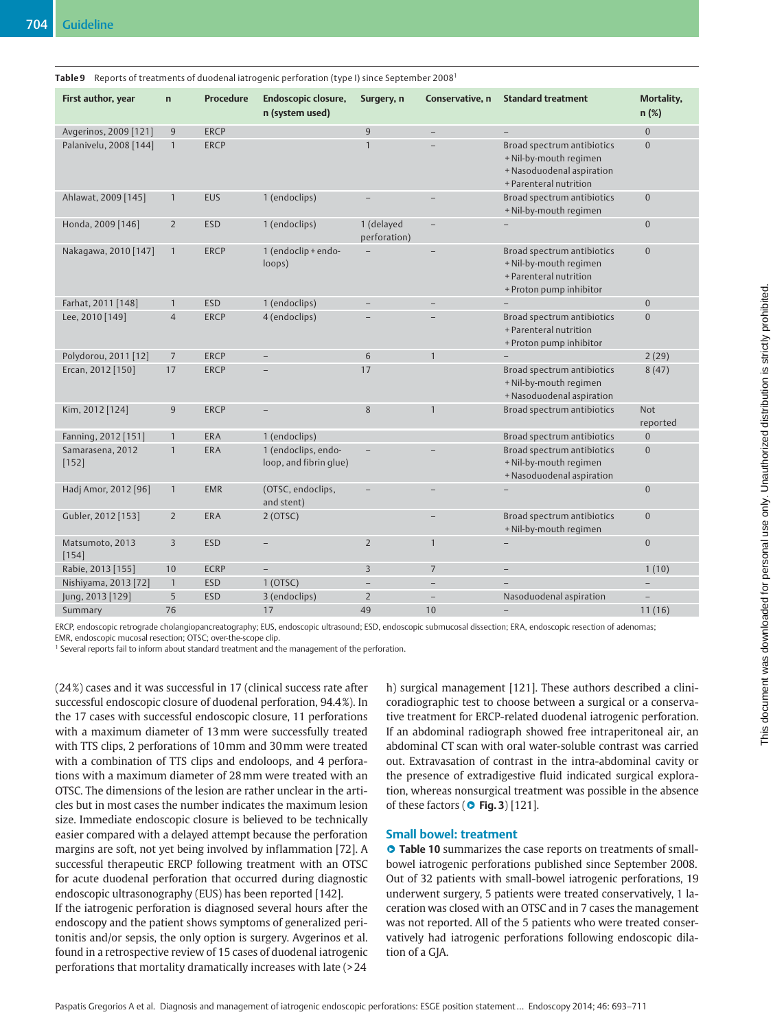**Table 9** Reports of treatments of duodenal iatrogenic perforation (type I) since September 2008[1]

| First author, year | n | Procedure | Endoscopic closure, n (system used) | Surgery, n | Conservative, n | Standard treatment | Mortality, n (%) |
|---|---|---|---|---|---|---|---|
| Avgerinos, 2009 [121] | 9 | ERCP | | 9 | – | – | 0 |
| Palanivelu, 2008 [144] | 1 | ERCP | | 1 | – | Broad spectrum antibiotics + Nil-by-mouth regimen + Nasoduodenal aspiration + Parenteral nutrition | 0 |
| Ahlawat, 2009 [145] | 1 | EUS | 1 (endoclips) | – | – | Broad spectrum antibiotics + Nil-by-mouth regimen | 0 |
| Honda, 2009 [146] | 2 | ESD | 1 (endoclips) | 1 (delayed perforation) | – | – | 0 |
| Nakagawa, 2010 [147] | 1 | ERCP | 1 (endoclip + endoloops) | – | – | Broad spectrum antibiotics + Nil-by-mouth regimen + Parenteral nutrition + Proton pump inhibitor | 0 |
| Farhat, 2011 [148] | 1 | ESD | 1 (endoclips) | – | – | – | 0 |
| Lee, 2010 [149] | 4 | ERCP | 4 (endoclips) | – | – | Broad spectrum antibiotics + Parenteral nutrition + Proton pump inhibitor | 0 |
| Polydorou, 2011 [12] | 7 | ERCP | – | 6 | 1 | – | 2 (29) |
| Ercan, 2012 [150] | 17 | ERCP | – | 17 | | Broad spectrum antibiotics + Nil-by-mouth regimen + Nasoduodenal aspiration | 8 (47) |
| Kim, 2012 [124] | 9 | ERCP | – | 8 | 1 | Broad spectrum antibiotics | Not reported |
| Fanning, 2012 [151] | 1 | ERA | 1 (endoclips) | | | Broad spectrum antibiotics | 0 |
| Samarasena, 2012 [152] | 1 | ERA | 1 (endoclips, endoloop, and fibrin glue) | – | – | Broad spectrum antibiotics + Nil-by-mouth regimen + Nasoduodenal aspiration | 0 |
| Hadj Amor, 2012 [96] | 1 | EMR | (OTSC, endoclips, and stent) | – | – | – | 0 |
| Gubler, 2012 [153] | 2 | ERA | 2 (OTSC) | | – | Broad spectrum antibiotics + Nil-by-mouth regimen | 0 |
| Matsumoto, 2013 [154] | 3 | ESD | – | 2 | 1 | – | 0 |
| Rabie, 2013 [155] | 10 | ECRP | – | 3 | 7 | – | 1 (10) |
| Nishiyama, 2013 [72] | 1 | ESD | 1 (OTSC) | – | – | – | – |
| Jung, 2013 [129] | 5 | ESD | 3 (endoclips) | 2 | – | Nasoduodenal aspiration | – |
| Summary | 76 | | 17 | 49 | 10 | – | 11 (16) |

ERCP, endoscopic retrograde cholangiopancreatography; EUS, endoscopic ultrasound; ESD, endoscopic submucosal dissection; ERA, endoscopic resection of adenomas; EMR, endoscopic mucosal resection; OTSC; over-the-scope clip.

[1] Several reports fail to inform about standard treatment and the management of the perforation.

(24%) cases and it was successful in 17 (clinical success rate after successful endoscopic closure of duodenal perforation, 94.4%). In the 17 cases with successful endoscopic closure, 11 perforations with a maximum diameter of 13 mm were successfully treated with TTS clips, 2 perforations of 10 mm and 30 mm were treated with a combination of TTS clips and endoloops, and 4 perforations with a maximum diameter of 28 mm were treated with an OTSC. The dimensions of the lesion are rather unclear in the articles but in most cases the number indicates the maximum lesion size. Immediate endoscopic closure is believed to be technically easier compared with a delayed attempt because the perforation margins are soft, not yet being involved by inflammation [72]. A successful therapeutic ERCP following treatment with an OTSC for acute duodenal perforation that occurred during diagnostic endoscopic ultrasonography (EUS) has been reported [142].

If the iatrogenic perforation is diagnosed several hours after the endoscopy and the patient shows symptoms of generalized peritonitis and/or sepsis, the only option is surgery. Avgerinos et al. found in a retrospective review of 15 cases of duodenal iatrogenic perforations that mortality dramatically increases with late (> 24 h) surgical management [121]. These authors described a clinicoradiographic test to choose between a surgical or a conservative treatment for ERCP-related duodenal iatrogenic perforation. If an abdominal radiograph showed free intraperitoneal air, an abdominal CT scan with oral water-soluble contrast was carried out. Extravasation of contrast in the intra-abdominal cavity or the presence of extradigestive fluid indicated surgical exploration, whereas nonsurgical treatment was possible in the absence of these factors (Fig. 3) [121].

## Small bowel: treatment

Table 10 summarizes the case reports on treatments of small-bowel iatrogenic perforations published since September 2008. Out of 32 patients with small-bowel iatrogenic perforations, 19 underwent surgery, 5 patients were treated conservatively, 1 laceration was closed with an OTSC and in 7 cases the management was not reported. All of the 5 patients who were treated conservatively had iatrogenic perforations following endoscopic dilation of a GJA.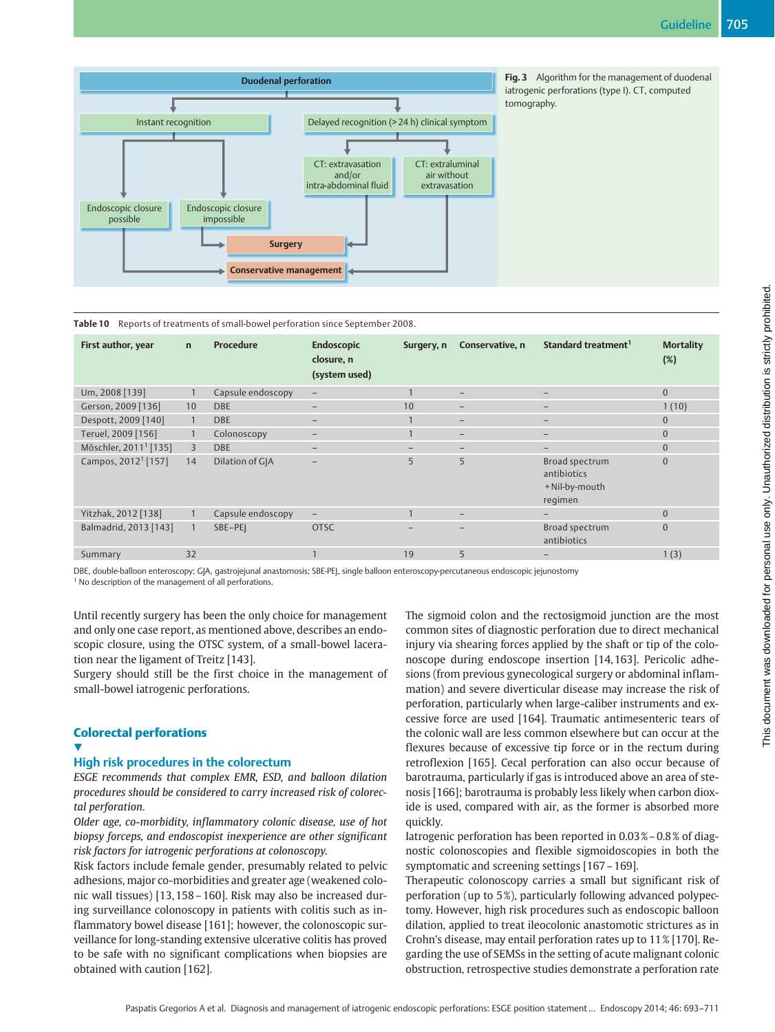Duodenal perforation

- Instant recognition
  - Endoscopic closure possible → Conservative management
  - Endoscopic closure impossible → Surgery
- Delayed recognition (> 24 h) clinical symptom
  - CT: extravasation and/or intra-abdominal fluid → Surgery
  - CT: extraluminal air without extravasation → Conservative management

**Fig. 3** Algorithm for the management of duodenal iatrogenic perforations (type I). CT, computed tomography.

**Table 10** Reports of treatments of small-bowel perforation since September 2008.

| First author, year | n | Procedure | Endoscopic closure, n (system used) | Surgery, n | Conservative, n | Standard treatment[1] | Mortality (%) |
|---|---|---|---|---|---|---|---|
| Um, 2008 [139] | 1 | Capsule endoscopy | – | 1 | – | – | 0 |
| Gerson, 2009 [136] | 10 | DBE | – | 10 | – | – | 1 (10) |
| Despott, 2009 [140] | 1 | DBE | – | 1 | – | – | 0 |
| Teruel, 2009 [156] | 1 | Colonoscopy | – | 1 | – | – | 0 |
| Möschler, 2011[1] [135] | 3 | DBE | – | – | – | – | 0 |
| Campos, 2012[1] [157] | 14 | Dilation of GJA | – | 5 | 5 | Broad spectrum antibiotics + Nil-by-mouth regimen | 0 |
| Yitzhak, 2012 [138] | 1 | Capsule endoscopy | – | 1 | – | – | 0 |
| Balmadrid, 2013 [143] | 1 | SBE–PEJ | OTSC | – | – | Broad spectrum antibiotics | 0 |
| Summary | 32 | | 1 | 19 | 5 | – | 1 (3) |

DBE, double-balloon enteroscopy; GJA, gastrojejunal anastomosis; SBE-PEJ, single balloon enteroscopy-percutaneous endoscopic jejunostomy
[1] No description of the management of all perforations.

Until recently surgery has been the only choice for management and only one case report, as mentioned above, describes an endoscopic closure, using the OTSC system, of a small-bowel laceration near the ligament of Treitz [143].
Surgery should still be the first choice in the management of small-bowel iatrogenic perforations.

## Colorectal perforations

### High risk procedures in the colorectum

*ESGE recommends that complex EMR, ESD, and balloon dilation procedures should be considered to carry increased risk of colorectal perforation.*
*Older age, co-morbidity, inflammatory colonic disease, use of hot biopsy forceps, and endoscopist inexperience are other significant risk factors for iatrogenic perforations at colonoscopy.*
Risk factors include female gender, presumably related to pelvic adhesions, major co-morbidities and greater age (weakened colonic wall tissues) [13, 158–160]. Risk may also be increased during surveillance colonoscopy in patients with colitis such as inflammatory bowel disease [161]; however, the colonoscopic surveillance for long-standing extensive ulcerative colitis has proved to be safe with no significant complications when biopsies are obtained with caution [162].

The sigmoid colon and the rectosigmoid junction are the most common sites of diagnostic perforation due to direct mechanical injury via shearing forces applied by the shaft or tip of the colonoscope during endoscope insertion [14, 163]. Pericolic adhesions (from previous gynecological surgery or abdominal inflammation) and severe diverticular disease may increase the risk of perforation, particularly when large-caliber instruments and excessive force are used [164]. Traumatic antimesenteric tears of the colonic wall are less common elsewhere but can occur at the flexures because of excessive tip force or in the rectum during retroflexion [165]. Cecal perforation can also occur because of barotrauma, particularly if gas is introduced above an area of stenosis [166]; barotrauma is probably less likely when carbon dioxide is used, compared with air, as the former is absorbed more quickly.
Iatrogenic perforation has been reported in 0.03 %–0.8 % of diagnostic colonoscopies and flexible sigmoidoscopies in both the symptomatic and screening settings [167–169].
Therapeutic colonoscopy carries a small but significant risk of perforation (up to 5 %), particularly following advanced polypectomy. However, high risk procedures such as endoscopic balloon dilation, applied to treat ileocolonic anastomotic strictures as in Crohn's disease, may entail perforation rates up to 11 % [170]. Regarding the use of SEMSs in the setting of acute malignant colonic obstruction, retrospective studies demonstrate a perforation rate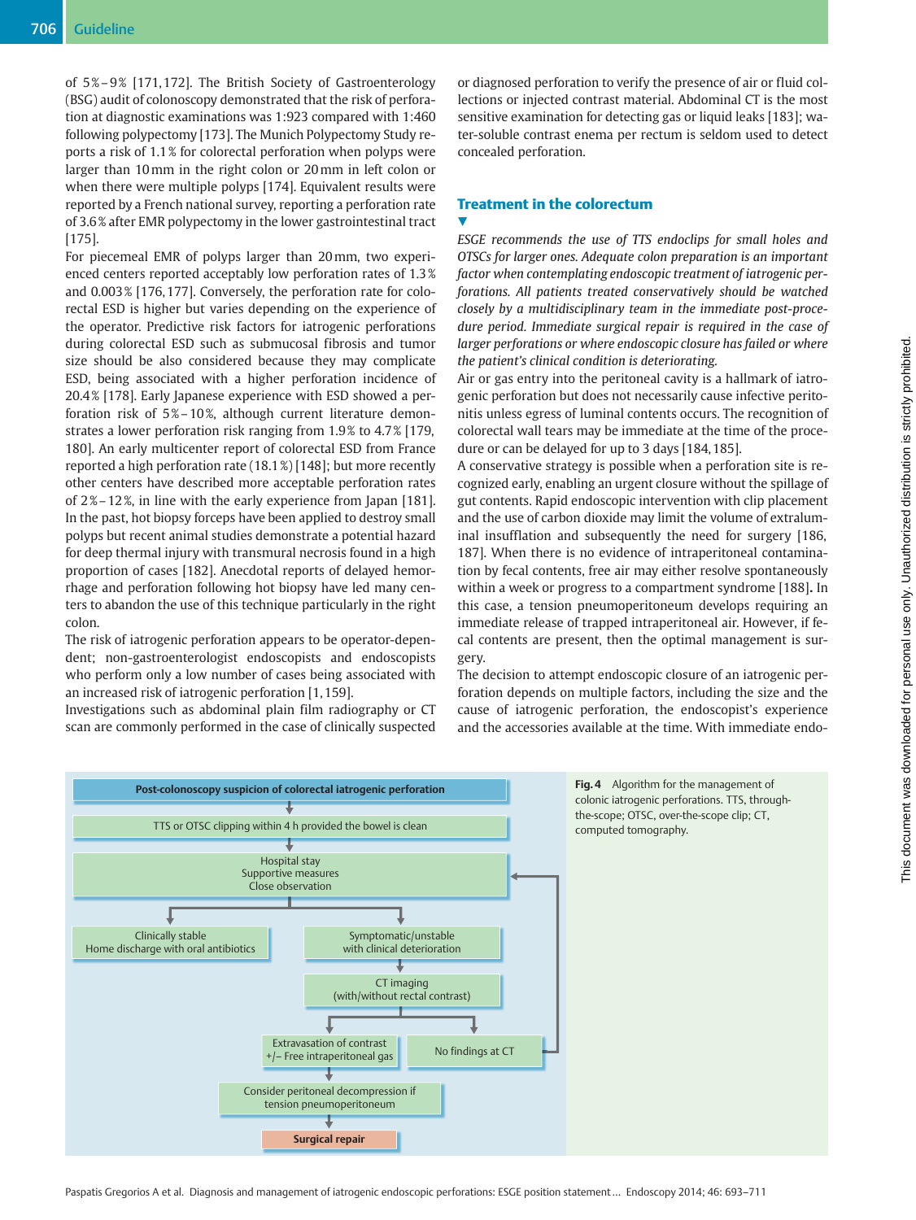of 5%–9% [171,172]. The British Society of Gastroenterology (BSG) audit of colonoscopy demonstrated that the risk of perforation at diagnostic examinations was 1:923 compared with 1:460 following polypectomy [173]. The Munich Polypectomy Study reports a risk of 1.1% for colorectal perforation when polyps were larger than 10mm in the right colon or 20mm in left colon or when there were multiple polyps [174]. Equivalent results were reported by a French national survey, reporting a perforation rate of 3.6% after EMR polypectomy in the lower gastrointestinal tract [175].

For piecemeal EMR of polyps larger than 20mm, two experienced centers reported acceptably low perforation rates of 1.3% and 0.003% [176,177]. Conversely, the perforation rate for colorectal ESD is higher but varies depending on the experience of the operator. Predictive risk factors for iatrogenic perforations during colorectal ESD such as submucosal fibrosis and tumor size should be also considered because they may complicate ESD, being associated with a higher perforation incidence of 20.4% [178]. Early Japanese experience with ESD showed a perforation risk of 5%–10%, although current literature demonstrates a lower perforation risk ranging from 1.9% to 4.7% [179, 180]. An early multicenter report of colorectal ESD from France reported a high perforation rate (18.1%) [148]; but more recently other centers have described more acceptable perforation rates of 2%–12%, in line with the early experience from Japan [181]. In the past, hot biopsy forceps have been applied to destroy small polyps but recent animal studies demonstrate a potential hazard for deep thermal injury with transmural necrosis found in a high proportion of cases [182]. Anecdotal reports of delayed hemorrhage and perforation following hot biopsy have led many centers to abandon the use of this technique particularly in the right colon.

The risk of iatrogenic perforation appears to be operator-dependent; non-gastroenterologist endoscopists and endoscopists who perform only a low number of cases being associated with an increased risk of iatrogenic perforation [1,159].

Investigations such as abdominal plain film radiography or CT scan are commonly performed in the case of clinically suspected or diagnosed perforation to verify the presence of air or fluid collections or injected contrast material. Abdominal CT is the most sensitive examination for detecting gas or liquid leaks [183]; water-soluble contrast enema per rectum is seldom used to detect concealed perforation.

## Treatment in the colorectum

*ESGE recommends the use of TTS endoclips for small holes and OTSCs for larger ones. Adequate colon preparation is an important factor when contemplating endoscopic treatment of iatrogenic perforations. All patients treated conservatively should be watched closely by a multidisciplinary team in the immediate post-procedure period. Immediate surgical repair is required in the case of larger perforations or where endoscopic closure has failed or where the patient's clinical condition is deteriorating.*

Air or gas entry into the peritoneal cavity is a hallmark of iatrogenic perforation but does not necessarily cause infective peritonitis unless egress of luminal contents occurs. The recognition of colorectal wall tears may be immediate at the time of the procedure or can be delayed for up to 3 days [184,185].

A conservative strategy is possible when a perforation site is recognized early, enabling an urgent closure without the spillage of gut contents. Rapid endoscopic intervention with clip placement and the use of carbon dioxide may limit the volume of extraluminal insufflation and subsequently the need for surgery [186, 187]. When there is no evidence of intraperitoneal contamination by fecal contents, free air may either resolve spontaneously within a week or progress to a compartment syndrome [188]. In this case, a tension pneumoperitoneum develops requiring an immediate release of trapped intraperitoneal air. However, if fecal contents are present, then the optimal management is surgery.

The decision to attempt endoscopic closure of an iatrogenic perforation depends on multiple factors, including the size and the cause of iatrogenic perforation, the endoscopist's experience and the accessories available at the time. With immediate endo-

- Post-colonoscopy suspicion of colorectal iatrogenic perforation
  - ↓ TTS or OTSC clipping within 4 h provided the bowel is clean
  - ↓ Hospital stay / Supportive measures / Close observation
    - Clinically stable → Home discharge with oral antibiotics
    - Symptomatic/unstable with clinical deterioration
      - ↓ CT imaging (with/without rectal contrast)
        - Extravasation of contrast +/– Free intraperitoneal gas → Consider peritoneal decompression if tension pneumoperitoneum → Surgical repair
        - No findings at CT → back to Hospital stay / Supportive measures / Close observation

**Fig. 4** Algorithm for the management of colonic iatrogenic perforations. TTS, through-the-scope; OTSC, over-the-scope clip; CT, computed tomography.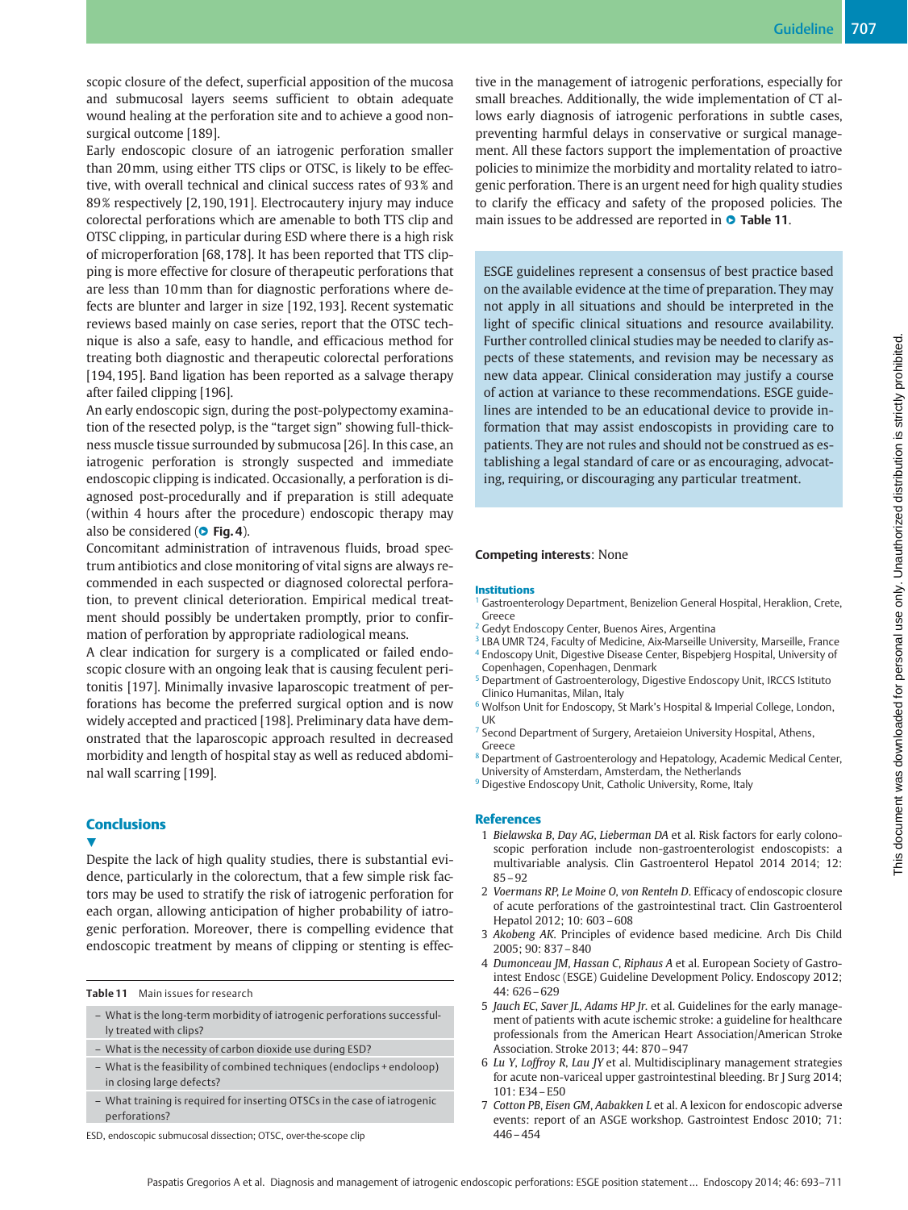scopic closure of the defect, superficial apposition of the mucosa and submucosal layers seems sufficient to obtain adequate wound healing at the perforation site and to achieve a good nonsurgical outcome [189].

Early endoscopic closure of an iatrogenic perforation smaller than 20 mm, using either TTS clips or OTSC, is likely to be effective, with overall technical and clinical success rates of 93 % and 89 % respectively [2, 190, 191]. Electrocautery injury may induce colorectal perforations which are amenable to both TTS clip and OTSC clipping, in particular during ESD where there is a high risk of microperforation [68, 178]. It has been reported that TTS clipping is more effective for closure of therapeutic perforations that are less than 10 mm than for diagnostic perforations where defects are blunter and larger in size [192, 193]. Recent systematic reviews based mainly on case series, report that the OTSC technique is also a safe, easy to handle, and efficacious method for treating both diagnostic and therapeutic colorectal perforations [194, 195]. Band ligation has been reported as a salvage therapy after failed clipping [196].

An early endoscopic sign, during the post-polypectomy examination of the resected polyp, is the "target sign" showing full-thickness muscle tissue surrounded by submucosa [26]. In this case, an iatrogenic perforation is strongly suspected and immediate endoscopic clipping is indicated. Occasionally, a perforation is diagnosed post-procedurally and if preparation is still adequate (within 4 hours after the procedure) endoscopic therapy may also be considered (**Fig. 4**).

Concomitant administration of intravenous fluids, broad spectrum antibiotics and close monitoring of vital signs are always recommended in each suspected or diagnosed colorectal perforation, to prevent clinical deterioration. Empirical medical treatment should possibly be undertaken promptly, prior to confirmation of perforation by appropriate radiological means.

A clear indication for surgery is a complicated or failed endoscopic closure with an ongoing leak that is causing feculent peritonitis [197]. Minimally invasive laparoscopic treatment of perforations has become the preferred surgical option and is now widely accepted and practiced [198]. Preliminary data have demonstrated that the laparoscopic approach resulted in decreased morbidity and length of hospital stay as well as reduced abdominal wall scarring [199].

## Conclusions

Despite the lack of high quality studies, there is substantial evidence, particularly in the colorectum, that a few simple risk factors may be used to stratify the risk of iatrogenic perforation for each organ, allowing anticipation of higher probability of iatrogenic perforation. Moreover, there is compelling evidence that endoscopic treatment by means of clipping or stenting is effective in the management of iatrogenic perforations, especially for small breaches. Additionally, the wide implementation of CT allows early diagnosis of iatrogenic perforations in subtle cases, preventing harmful delays in conservative or surgical management. All these factors support the implementation of proactive policies to minimize the morbidity and mortality related to iatrogenic perforation. There is an urgent need for high quality studies to clarify the efficacy and safety of the proposed policies. The main issues to be addressed are reported in **Table 11**.

**Table 11** Main issues for research

| |
|---|
| – What is the long-term morbidity of iatrogenic perforations successfully treated with clips? |
| – What is the necessity of carbon dioxide use during ESD? |
| – What is the feasibility of combined techniques (endoclips + endoloop) in closing large defects? |
| – What training is required for inserting OTSCs in the case of iatrogenic perforations? |

ESD, endoscopic submucosal dissection; OTSC, over-the-scope clip

ESGE guidelines represent a consensus of best practice based on the available evidence at the time of preparation. They may not apply in all situations and should be interpreted in the light of specific clinical situations and resource availability. Further controlled clinical studies may be needed to clarify aspects of these statements, and revision may be necessary as new data appear. Clinical consideration may justify a course of action at variance to these recommendations. ESGE guidelines are intended to be an educational device to provide information that may assist endoscopists in providing care to patients. They are not rules and should not be construed as establishing a legal standard of care or as encouraging, advocating, requiring, or discouraging any particular treatment.

**Competing interests**: None

### Institutions

[1] Gastroenterology Department, Benizelion General Hospital, Heraklion, Crete, Greece
[2] Gedyt Endoscopy Center, Buenos Aires, Argentina
[3] LBA UMR T24, Faculty of Medicine, Aix-Marseille University, Marseille, France
[4] Endoscopy Unit, Digestive Disease Center, Bispebjerg Hospital, University of Copenhagen, Copenhagen, Denmark
[5] Department of Gastroenterology, Digestive Endoscopy Unit, IRCCS Istituto Clinico Humanitas, Milan, Italy
[6] Wolfson Unit for Endoscopy, St Mark's Hospital & Imperial College, London, UK
[7] Second Department of Surgery, Aretaieion University Hospital, Athens, Greece
[8] Department of Gastroenterology and Hepatology, Academic Medical Center, University of Amsterdam, Amsterdam, the Netherlands
[9] Digestive Endoscopy Unit, Catholic University, Rome, Italy

## References

1. *Bielawska B, Day AG, Lieberman DA* et al. Risk factors for early colonoscopic perforation include non-gastroenterologist endoscopists: a multivariable analysis. Clin Gastroenterol Hepatol 2014 2014; 12: 85 – 92
2. *Voermans RP, Le Moine O, von Renteln D.* Efficacy of endoscopic closure of acute perforations of the gastrointestinal tract. Clin Gastroenterol Hepatol 2012; 10: 603 – 608
3. *Akobeng AK.* Principles of evidence based medicine. Arch Dis Child 2005; 90: 837 – 840
4. *Dumonceau JM, Hassan C, Riphaus A* et al. European Society of Gastrointest Endosc (ESGE) Guideline Development Policy. Endoscopy 2012; 44: 626 – 629
5. *Jauch EC, Saver JL, Adams HP Jr.* et al. Guidelines for the early management of patients with acute ischemic stroke: a guideline for healthcare professionals from the American Heart Association/American Stroke Association. Stroke 2013; 44: 870 – 947
6. *Lu Y, Loffroy R, Lau JY* et al. Multidisciplinary management strategies for acute non-variceal upper gastrointestinal bleeding. Br J Surg 2014; 101: E34 – E50
7. *Cotton PB, Eisen GM, Aabakken L* et al. A lexicon for endoscopic adverse events: report of an ASGE workshop. Gastrointest Endosc 2010; 71: 446 – 454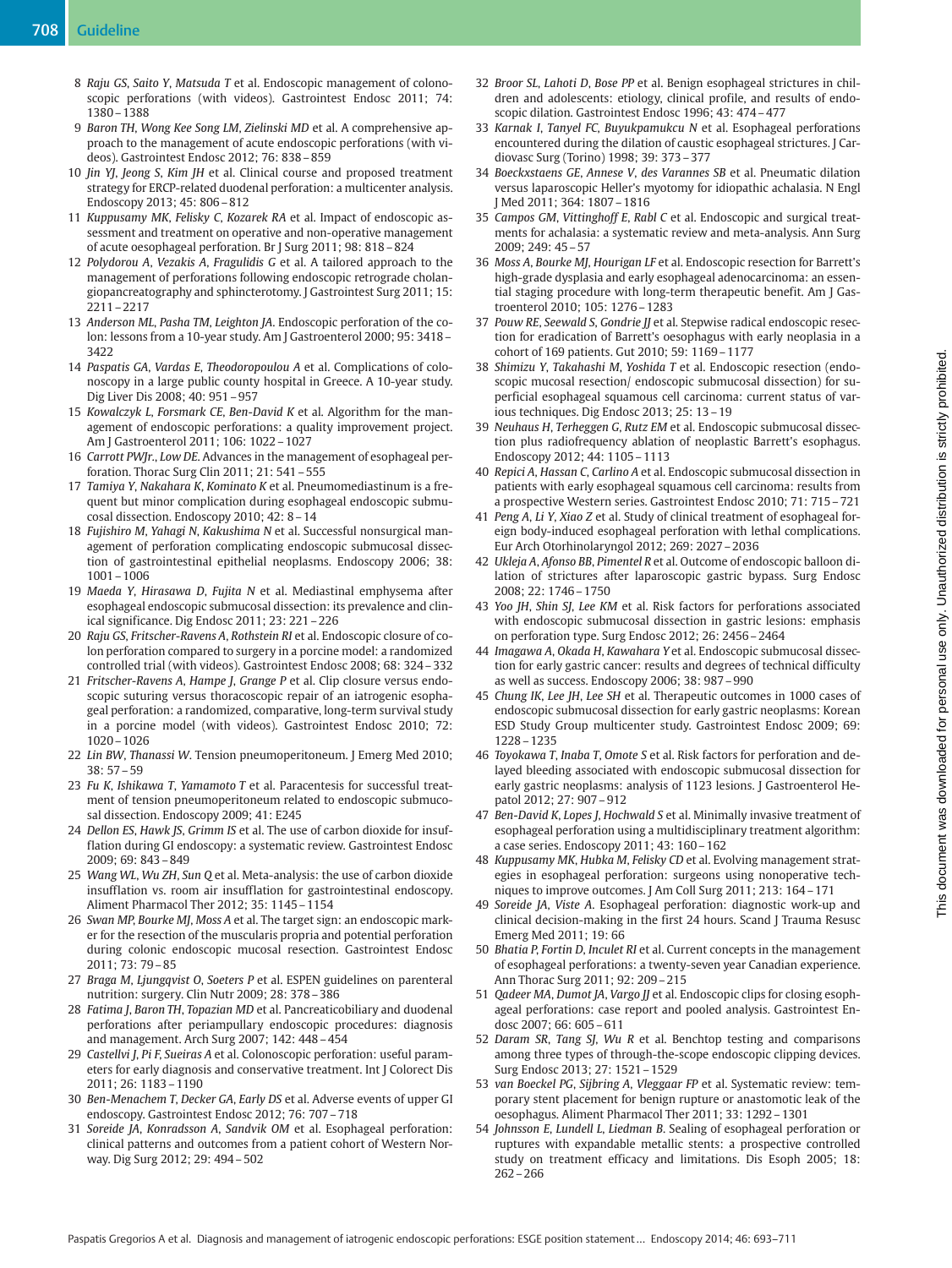8 *Raju GS, Saito Y, Matsuda T* et al. Endoscopic management of colonoscopic perforations (with videos). Gastrointest Endosc 2011; 74: 1380–1388

9 *Baron TH, Wong Kee Song LM, Zielinski MD* et al. A comprehensive approach to the management of acute endoscopic perforations (with videos). Gastrointest Endosc 2012; 76: 838–859

10 *Jin YJ, Jeong S, Kim JH* et al. Clinical course and proposed treatment strategy for ERCP-related duodenal perforation: a multicenter analysis. Endoscopy 2013; 45: 806–812

11 *Kuppusamy MK, Felisky C, Kozarek RA* et al. Impact of endoscopic assessment and treatment on operative and non-operative management of acute oesophageal perforation. Br J Surg 2011; 98: 818–824

12 *Polydorou A, Vezakis A, Fragulidis G* et al. A tailored approach to the management of perforations following endoscopic retrograde cholangiopancreatography and sphincterotomy. J Gastrointest Surg 2011; 15: 2211–2217

13 *Anderson ML, Pasha TM, Leighton JA*. Endoscopic perforation of the colon: lessons from a 10-year study. Am J Gastroenterol 2000; 95: 3418–3422

14 *Paspatis GA, Vardas E, Theodoropoulou A* et al. Complications of colonoscopy in a large public county hospital in Greece. A 10-year study. Dig Liver Dis 2008; 40: 951–957

15 *Kowalczyk L, Forsmark CE, Ben-David K* et al. Algorithm for the management of endoscopic perforations: a quality improvement project. Am J Gastroenterol 2011; 106: 1022–1027

16 *Carrott PWJr., Low DE*. Advances in the management of esophageal perforation. Thorac Surg Clin 2011; 21: 541–555

17 *Tamiya Y, Nakahara K, Kominato K* et al. Pneumomediastinum is a frequent but minor complication during esophageal endoscopic submucosal dissection. Endoscopy 2010; 42: 8–14

18 *Fujishiro M, Yahagi N, Kakushima N* et al. Successful nonsurgical management of perforation complicating endoscopic submucosal dissection of gastrointestinal epithelial neoplasms. Endoscopy 2006; 38: 1001–1006

19 *Maeda Y, Hirasawa D, Fujita N* et al. Mediastinal emphysema after esophageal endoscopic submucosal dissection: its prevalence and clinical significance. Dig Endosc 2011; 23: 221–226

20 *Raju GS, Fritscher-Ravens A, Rothstein RI* et al. Endoscopic closure of colon perforation compared to surgery in a porcine model: a randomized controlled trial (with videos). Gastrointest Endosc 2008; 68: 324–332

21 *Fritscher-Ravens A, Hampe J, Grange P* et al. Clip closure versus endoscopic suturing versus thoracoscopic repair of an iatrogenic esophageal perforation: a randomized, comparative, long-term survival study in a porcine model (with videos). Gastrointest Endosc 2010; 72: 1020–1026

22 *Lin BW, Thanassi W*. Tension pneumoperitoneum. J Emerg Med 2010; 38: 57–59

23 *Fu K, Ishikawa T, Yamamoto T* et al. Paracentesis for successful treatment of tension pneumoperitoneum related to endoscopic submucosal dissection. Endoscopy 2009; 41: E245

24 *Dellon ES, Hawk JS, Grimm IS* et al. The use of carbon dioxide for insufflation during GI endoscopy: a systematic review. Gastrointest Endosc 2009; 69: 843–849

25 *Wang WL, Wu ZH, Sun Q* et al. Meta-analysis: the use of carbon dioxide insufflation vs. room air insufflation for gastrointestinal endoscopy. Aliment Pharmacol Ther 2012; 35: 1145–1154

26 *Swan MP, Bourke MJ, Moss A* et al. The target sign: an endoscopic marker for the resection of the muscularis propria and potential perforation during colonic endoscopic mucosal resection. Gastrointest Endosc 2011; 73: 79–85

27 *Braga M, Ljungqvist O, Soeters P* et al. ESPEN guidelines on parenteral nutrition: surgery. Clin Nutr 2009; 28: 378–386

28 *Fatima J, Baron TH, Topazian MD* et al. Pancreaticobiliary and duodenal perforations after periampullary endoscopic procedures: diagnosis and management. Arch Surg 2007; 142: 448–454

29 *Castellví J, Pi F, Sueiras A* et al. Colonoscopic perforation: useful parameters for early diagnosis and conservative treatment. Int J Colorect Dis 2011; 26: 1183–1190

30 *Ben-Menachem T, Decker GA, Early DS* et al. Adverse events of upper GI endoscopy. Gastrointest Endosc 2012; 76: 707–718

31 *Soreide JA, Konradsson A, Sandvik OM* et al. Esophageal perforation: clinical patterns and outcomes from a patient cohort of Western Norway. Dig Surg 2012; 29: 494–502

32 *Broor SL, Lahoti D, Bose PP* et al. Benign esophageal strictures in children and adolescents: etiology, clinical profile, and results of endoscopic dilation. Gastrointest Endosc 1996; 43: 474–477

33 *Karnak I, Tanyel FC, Buyukpamukcu N* et al. Esophageal perforations encountered during the dilation of caustic esophageal strictures. J Cardiovasc Surg (Torino) 1998; 39: 373–377

34 *Boeckxstaens GE, Annese V, des Varannes SB* et al. Pneumatic dilation versus laparoscopic Heller's myotomy for idiopathic achalasia. N Engl J Med 2011; 364: 1807–1816

35 *Campos GM, Vittinghoff E, Rabl C* et al. Endoscopic and surgical treatments for achalasia: a systematic review and meta-analysis. Ann Surg 2009; 249: 45–57

36 *Moss A, Bourke MJ, Hourigan LF* et al. Endoscopic resection for Barrett's high-grade dysplasia and early esophageal adenocarcinoma: an essential staging procedure with long-term therapeutic benefit. Am J Gastroenterol 2010; 105: 1276–1283

37 *Pouw RE, Seewald S, Gondrie JJ* et al. Stepwise radical endoscopic resection for eradication of Barrett's oesophagus with early neoplasia in a cohort of 169 patients. Gut 2010; 59: 1169–1177

38 *Shimizu Y, Takahashi M, Yoshida T* et al. Endoscopic resection (endoscopic mucosal resection/ endoscopic submucosal dissection) for superficial esophageal squamous cell carcinoma: current status of various techniques. Dig Endosc 2013; 25: 13–19

39 *Neuhaus H, Terheggen G, Rutz EM* et al. Endoscopic submucosal dissection plus radiofrequency ablation of neoplastic Barrett's esophagus. Endoscopy 2012; 44: 1105–1113

40 *Repici A, Hassan C, Carlino A* et al. Endoscopic submucosal dissection in patients with early esophageal squamous cell carcinoma: results from a prospective Western series. Gastrointest Endosc 2010; 71: 715–721

41 *Peng A, Li Y, Xiao Z* et al. Study of clinical treatment of esophageal foreign body-induced esophageal perforation with lethal complications. Eur Arch Otorhinolaryngol 2012; 269: 2027–2036

42 *Ukleja A, Afonso BB, Pimentel R* et al. Outcome of endoscopic balloon dilation of strictures after laparoscopic gastric bypass. Surg Endosc 2008; 22: 1746–1750

43 *Yoo JH, Shin SJ, Lee KM* et al. Risk factors for perforations associated with endoscopic submucosal dissection in gastric lesions: emphasis on perforation type. Surg Endosc 2012; 26: 2456–2464

44 *Imagawa A, Okada H, Kawahara Y* et al. Endoscopic submucosal dissection for early gastric cancer: results and degrees of technical difficulty as well as success. Endoscopy 2006; 38: 987–990

45 *Chung IK, Lee JH, Lee SH* et al. Therapeutic outcomes in 1000 cases of endoscopic submucosal dissection for early gastric neoplasms: Korean ESD Study Group multicenter study. Gastrointest Endosc 2009; 69: 1228–1235

46 *Toyokawa T, Inaba T, Omote S* et al. Risk factors for perforation and delayed bleeding associated with endoscopic submucosal dissection for early gastric neoplasms: analysis of 1123 lesions. J Gastroenterol Hepatol 2012; 27: 907–912

47 *Ben-David K, Lopes J, Hochwald S* et al. Minimally invasive treatment of esophageal perforation using a multidisciplinary treatment algorithm: a case series. Endoscopy 2011; 43: 160–162

48 *Kuppusamy MK, Hubka M, Felisky CD* et al. Evolving management strategies in esophageal perforation: surgeons using nonoperative techniques to improve outcomes. J Am Coll Surg 2011; 213: 164–171

49 *Soreide JA, Viste A*. Esophageal perforation: diagnostic work-up and clinical decision-making in the first 24 hours. Scand J Trauma Resusc Emerg Med 2011; 19: 66

50 *Bhatia P, Fortin D, Inculet RI* et al. Current concepts in the management of esophageal perforations: a twenty-seven year Canadian experience. Ann Thorac Surg 2011; 92: 209–215

51 *Qadeer MA, Dumot JA, Vargo JJ* et al. Endoscopic clips for closing esophageal perforations: case report and pooled analysis. Gastrointest Endosc 2007; 66: 605–611

52 *Daram SR, Tang SJ, Wu R* et al. Benchtop testing and comparisons among three types of through-the-scope endoscopic clipping devices. Surg Endosc 2013; 27: 1521–1529

53 *van Boeckel PG, Sijbring A, Vleggaar FP* et al. Systematic review: temporary stent placement for benign rupture or anastomotic leak of the oesophagus. Aliment Pharmacol Ther 2011; 33: 1292–1301

54 *Johnsson E, Lundell L, Liedman B*. Sealing of esophageal perforation or ruptures with expandable metallic stents: a prospective controlled study on treatment efficacy and limitations. Dis Esoph 2005; 18: 262–266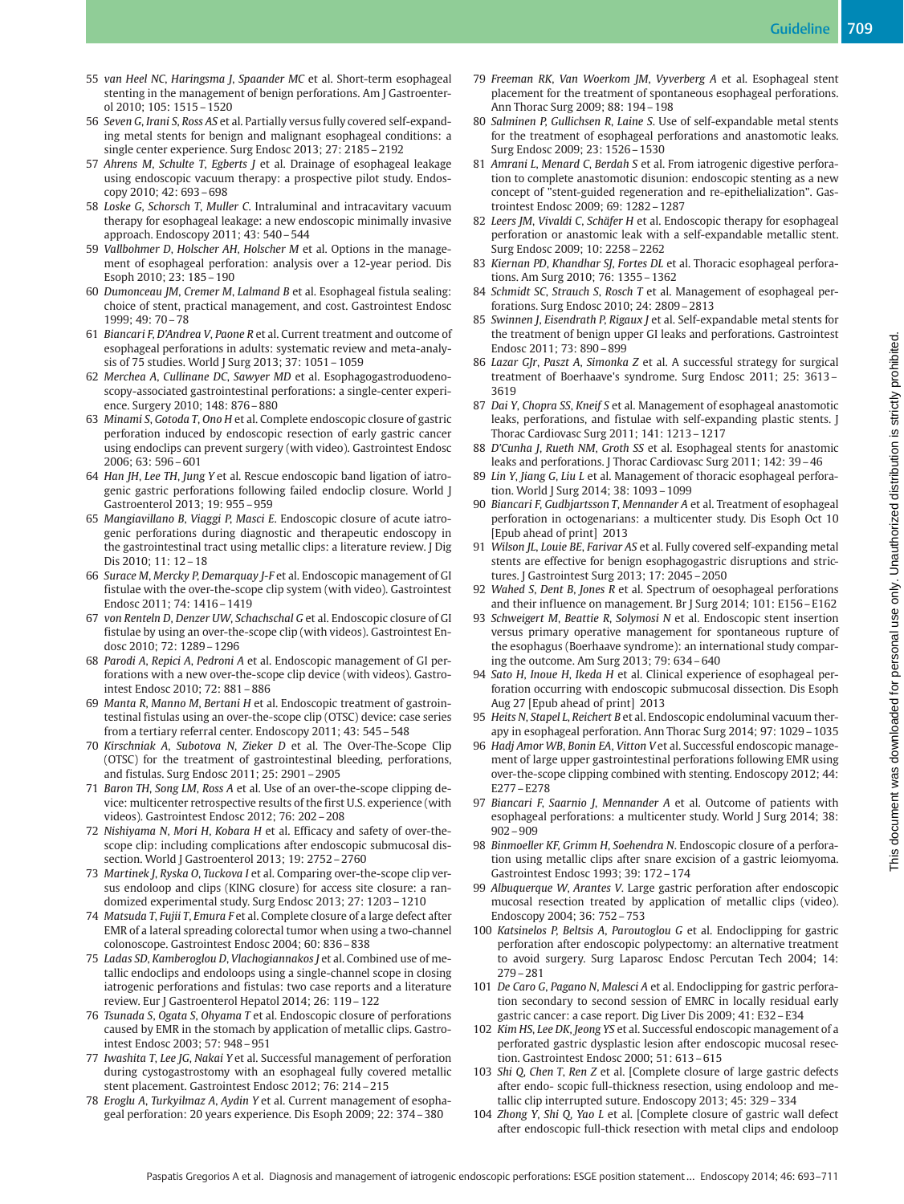55 *van Heel NC, Haringsma J, Spaander MC* et al. Short-term esophageal stenting in the management of benign perforations. Am J Gastroenterol 2010; 105: 1515 – 1520

56 *Seven G, Irani S, Ross AS* et al. Partially versus fully covered self-expanding metal stents for benign and malignant esophageal conditions: a single center experience. Surg Endosc 2013; 27: 2185 – 2192

57 *Ahrens M, Schulte T, Egberts J* et al. Drainage of esophageal leakage using endoscopic vacuum therapy: a prospective pilot study. Endoscopy 2010; 42: 693 – 698

58 *Loske G, Schorsch T, Muller C.* Intraluminal and intracavitary vacuum therapy for esophageal leakage: a new endoscopic minimally invasive approach. Endoscopy 2011; 43: 540 – 544

59 *Vallbohmer D, Holscher AH, Holscher M* et al. Options in the management of esophageal perforation: analysis over a 12-year period. Dis Esoph 2010; 23: 185 – 190

60 *Dumonceau JM, Cremer M, Lalmand B* et al. Esophageal fistula sealing: choice of stent, practical management, and cost. Gastrointest Endosc 1999; 49: 70 – 78

61 *Biancari F, D'Andrea V, Paone R* et al. Current treatment and outcome of esophageal perforations in adults: systematic review and meta-analysis of 75 studies. World J Surg 2013; 37: 1051 – 1059

62 *Merchea A, Cullinane DC, Sawyer MD* et al. Esophagogastroduodenoscopy-associated gastrointestinal perforations: a single-center experience. Surgery 2010; 148: 876 – 880

63 *Minami S, Gotoda T, Ono H* et al. Complete endoscopic closure of gastric perforation induced by endoscopic resection of early gastric cancer using endoclips can prevent surgery (with video). Gastrointest Endosc 2006; 63: 596 – 601

64 *Han JH, Lee TH, Jung Y* et al. Rescue endoscopic band ligation of iatrogenic gastric perforations following failed endoclip closure. World J Gastroenterol 2013; 19: 955 – 959

65 *Mangiavillano B, Viaggi P, Masci E.* Endoscopic closure of acute iatrogenic perforations during diagnostic and therapeutic endoscopy in the gastrointestinal tract using metallic clips: a literature review. J Dig Dis 2010; 11: 12 – 18

66 *Surace M, Mercky P, Demarquay J-F* et al. Endoscopic management of GI fistulae with the over-the-scope clip system (with video). Gastrointest Endosc 2011; 74: 1416 – 1419

67 *von Renteln D, Denzer UW, Schachschal G* et al. Endoscopic closure of GI fistulae by using an over-the-scope clip (with videos). Gastrointest Endosc 2010; 72: 1289 – 1296

68 *Parodi A, Repici A, Pedroni A* et al. Endoscopic management of GI perforations with a new over-the-scope clip device (with videos). Gastrointest Endosc 2010; 72: 881 – 886

69 *Manta R, Manno M, Bertani H* et al. Endoscopic treatment of gastrointestinal fistulas using an over-the-scope clip (OTSC) device: case series from a tertiary referral center. Endoscopy 2011; 43: 545 – 548

70 *Kirschniak A, Subotova N, Zieker D* et al. The Over-The-Scope Clip (OTSC) for the treatment of gastrointestinal bleeding, perforations, and fistulas. Surg Endosc 2011; 25: 2901 – 2905

71 *Baron TH, Song LM, Ross A* et al. Use of an over-the-scope clipping device: multicenter retrospective results of the first U.S. experience (with videos). Gastrointest Endosc 2012; 76: 202 – 208

72 *Nishiyama N, Mori H, Kobara H* et al. Efficacy and safety of over-the-scope clip: including complications after endoscopic submucosal dissection. World J Gastroenterol 2013; 19: 2752 – 2760

73 *Martinek J, Ryska O, Tuckova I* et al. Comparing over-the-scope clip versus endoloop and clips (KING closure) for access site closure: a randomized experimental study. Surg Endosc 2013; 27: 1203 – 1210

74 *Matsuda T, Fujii T, Emura F* et al. Complete closure of a large defect after EMR of a lateral spreading colorectal tumor when using a two-channel colonoscope. Gastrointest Endosc 2004; 60: 836 – 838

75 *Ladas SD, Kamberoglou D, Vlachogiannakos J* et al. Combined use of metallic endoclips and endoloops using a single-channel scope in closing iatrogenic perforations and fistulas: two case reports and a literature review. Eur J Gastroenterol Hepatol 2014; 26: 119 – 122

76 *Tsunada S, Ogata S, Ohyama T* et al. Endoscopic closure of perforations caused by EMR in the stomach by application of metallic clips. Gastrointest Endosc 2003; 57: 948 – 951

77 *Iwashita T, Lee JG, Nakai Y* et al. Successful management of perforation during cystogastrostomy with an esophageal fully covered metallic stent placement. Gastrointest Endosc 2012; 76: 214 – 215

78 *Eroglu A, Turkyilmaz A, Aydin Y* et al. Current management of esophageal perforation: 20 years experience. Dis Esoph 2009; 22: 374 – 380

79 *Freeman RK, Van Woerkom JM, Vyverberg A* et al. Esophageal stent placement for the treatment of spontaneous esophageal perforations. Ann Thorac Surg 2009; 88: 194 – 198

80 *Salminen P, Gullichsen R, Laine S.* Use of self-expandable metal stents for the treatment of esophageal perforations and anastomotic leaks. Surg Endosc 2009; 23: 1526 – 1530

81 *Amrani L, Menard C, Berdah S* et al. From iatrogenic digestive perforation to complete anastomotic disunion: endoscopic stenting as a new concept of "stent-guided regeneration and re-epithelialization". Gastrointest Endosc 2009; 69: 1282 – 1287

82 *Leers JM, Vivaldi C, Schäfer H* et al. Endoscopic therapy for esophageal perforation or anastomic leak with a self-expandable metallic stent. Surg Endosc 2009; 10: 2258 – 2262

83 *Kiernan PD, Khandhar SJ, Fortes DL* et al. Thoracic esophageal perforations. Am Surg 2010; 76: 1355 – 1362

84 *Schmidt SC, Strauch S, Rosch T* et al. Management of esophageal perforations. Surg Endosc 2010; 24: 2809 – 2813

85 *Swinnen J, Eisendrath P, Rigaux J* et al. Self-expandable metal stents for the treatment of benign upper GI leaks and perforations. Gastrointest Endosc 2011; 73: 890 – 899

86 *Lazar GJr, Paszt A, Simonka Z* et al. A successful strategy for surgical treatment of Boerhaave's syndrome. Surg Endosc 2011; 25: 3613 – 3619

87 *Dai Y, Chopra SS, Kneif S* et al. Management of esophageal anastomotic leaks, perforations, and fistulae with self-expanding plastic stents. J Thorac Cardiovasc Surg 2011; 141: 1213 – 1217

88 *D'Cunha J, Rueth NM, Groth SS* et al. Esophageal stents for anastomic leaks and perforations. J Thorac Cardiovasc Surg 2011; 142: 39 – 46

89 *Lin Y, Jiang G, Liu L* et al. Management of thoracic esophageal perforation. World J Surg 2014; 38: 1093 – 1099

90 *Biancari F, Gudbjartsson T, Mennander A* et al. Treatment of esophageal perforation in octogenarians: a multicenter study. Dis Esoph Oct 10 [Epub ahead of print] 2013

91 *Wilson JL, Louie BE, Farivar AS* et al. Fully covered self-expanding metal stents are effective for benign esophagogastric disruptions and strictures. J Gastrointest Surg 2013; 17: 2045 – 2050

92 *Wahed S, Dent B, Jones R* et al. Spectrum of oesophageal perforations and their influence on management. Br J Surg 2014; 101: E156 – E162

93 *Schweigert M, Beattie R, Solymosi N* et al. Endoscopic stent insertion versus primary operative management for spontaneous rupture of the esophagus (Boerhaave syndrome): an international study comparing the outcome. Am Surg 2013; 79: 634 – 640

94 *Sato H, Inoue H, Ikeda H* et al. Clinical experience of esophageal perforation occurring with endoscopic submucosal dissection. Dis Esoph Aug 27 [Epub ahead of print] 2013

95 *Heits N, Stapel L, Reichert B* et al. Endoscopic endoluminal vacuum therapy in esophageal perforation. Ann Thorac Surg 2014; 97: 1029 – 1035

96 *Hadj Amor WB, Bonin EA, Vitton V* et al. Successful endoscopic management of large upper gastrointestinal perforations following EMR using over-the-scope clipping combined with stenting. Endoscopy 2012; 44: E277 – E278

97 *Biancari F, Saarnio J, Mennander A* et al. Outcome of patients with esophageal perforations: a multicenter study. World J Surg 2014; 38: 902 – 909

98 *Binmoeller KF, Grimm H, Soehendra N.* Endoscopic closure of a perforation using metallic clips after snare excision of a gastric leiomyoma. Gastrointest Endosc 1993; 39: 172 – 174

99 *Albuquerque W, Arantes V.* Large gastric perforation after endoscopic mucosal resection treated by application of metallic clips (video). Endoscopy 2004; 36: 752 – 753

100 *Katsinelos P, Beltsis A, Paroutoglou G* et al. Endoclipping for gastric perforation after endoscopic polypectomy: an alternative treatment to avoid surgery. Surg Laparosc Endosc Percutan Tech 2004; 14: 279 – 281

101 *De Caro G, Pagano N, Malesci A* et al. Endoclipping for gastric perforation secondary to second session of EMRC in locally residual early gastric cancer: a case report. Dig Liver Dis 2009; 41: E32 – E34

102 *Kim HS, Lee DK, Jeong YS* et al. Successful endoscopic management of a perforated gastric dysplastic lesion after endoscopic mucosal resection. Gastrointest Endosc 2000; 51: 613 – 615

103 *Shi Q, Chen T, Ren Z* et al. [Complete closure of large gastric defects after endo- scopic full-thickness resection, using endoloop and metallic clip interrupted suture. Endoscopy 2013; 45: 329 – 334

104 *Zhong Y, Shi Q, Yao L* et al. [Complete closure of gastric wall defect after endoscopic full-thick resection with metal clips and endoloop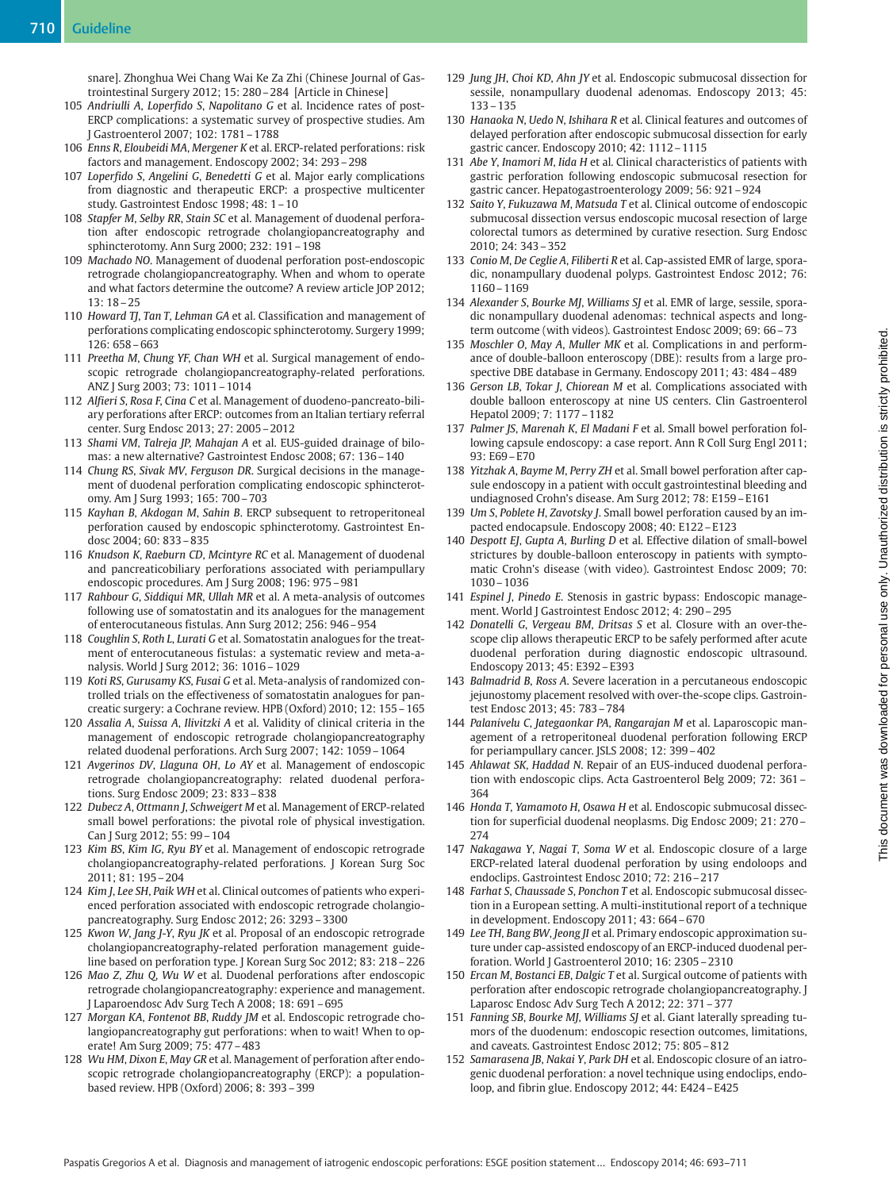snare]. Zhonghua Wei Chang Wai Ke Za Zhi (Chinese Journal of Gastrointestinal Surgery 2012; 15: 280 – 284 [Article in Chinese]

105 *Andriulli A, Loperfido S, Napolitano G* et al. Incidence rates of post-ERCP complications: a systematic survey of prospective studies. Am J Gastroenterol 2007; 102: 1781 – 1788

106 *Enns R, Eloubeidi MA, Mergener K* et al. ERCP-related perforations: risk factors and management. Endoscopy 2002; 34: 293 – 298

107 *Loperfido S, Angelini G, Benedetti G* et al. Major early complications from diagnostic and therapeutic ERCP: a prospective multicenter study. Gastrointest Endosc 1998; 48: 1 – 10

108 *Stapfer M, Selby RR, Stain SC* et al. Management of duodenal perforation after endoscopic retrograde cholangiopancreatography and sphincterotomy. Ann Surg 2000; 232: 191 – 198

109 *Machado NO*. Management of duodenal perforation post-endoscopic retrograde cholangiopancreatography. When and whom to operate and what factors determine the outcome? A review article JOP 2012; 13: 18 – 25

110 *Howard TJ, Tan T, Lehman GA* et al. Classification and management of perforations complicating endoscopic sphincterotomy. Surgery 1999; 126: 658 – 663

111 *Preetha M, Chung YF, Chan WH* et al. Surgical management of endoscopic retrograde cholangiopancreatography-related perforations. ANZ J Surg 2003; 73: 1011 – 1014

112 *Alfieri S, Rosa F, Cina C* et al. Management of duodeno-pancreato-biliary perforations after ERCP: outcomes from an Italian tertiary referral center. Surg Endosc 2013; 27: 2005 – 2012

113 *Shami VM, Talreja JP, Mahajan A* et al. EUS-guided drainage of bilomas: a new alternative? Gastrointest Endosc 2008; 67: 136 – 140

114 *Chung RS, Sivak MV, Ferguson DR*. Surgical decisions in the management of duodenal perforation complicating endoscopic sphincterotomy. Am J Surg 1993; 165: 700 – 703

115 *Kayhan B, Akdogan M, Sahin B*. ERCP subsequent to retroperitoneal perforation caused by endoscopic sphincterotomy. Gastrointest Endosc 2004; 60: 833 – 835

116 *Knudson K, Raeburn CD, Mcintyre RC* et al. Management of duodenal and pancreaticobiliary perforations associated with periampullary endoscopic procedures. Am J Surg 2008; 196: 975 – 981

117 *Rahbour G, Siddiqui MR, Ullah MR* et al. A meta-analysis of outcomes following use of somatostatin and its analogues for the management of enterocutaneous fistulas. Ann Surg 2012; 256: 946 – 954

118 *Coughlin S, Roth L, Lurati G* et al. Somatostatin analogues for the treatment of enterocutaneous fistulas: a systematic review and meta-analysis. World J Surg 2012; 36: 1016 – 1029

119 *Koti RS, Gurusamy KS, Fusai G* et al. Meta-analysis of randomized controlled trials on the effectiveness of somatostatin analogues for pancreatic surgery: a Cochrane review. HPB (Oxford) 2010; 12: 155 – 165

120 *Assalia A, Suissa A, Ilivitzki A* et al. Validity of clinical criteria in the management of endoscopic retrograde cholangiopancreatography related duodenal perforations. Arch Surg 2007; 142: 1059 – 1064

121 *Avgerinos DV, Llaguna OH, Lo AY* et al. Management of endoscopic retrograde cholangiopancreatography: related duodenal perforations. Surg Endosc 2009; 23: 833 – 838

122 *Dubecz A, Ottmann J, Schweigert M* et al. Management of ERCP-related small bowel perforations: the pivotal role of physical investigation. Can J Surg 2012; 55: 99 – 104

123 *Kim BS, Kim IG, Ryu BY* et al. Management of endoscopic retrograde cholangiopancreatography-related perforations. J Korean Surg Soc 2011; 81: 195 – 204

124 *Kim J, Lee SH, Paik WH* et al. Clinical outcomes of patients who experienced perforation associated with endoscopic retrograde cholangiopancreatography. Surg Endosc 2012; 26: 3293 – 3300

125 *Kwon W, Jang J-Y, Ryu JK* et al. Proposal of an endoscopic retrograde cholangiopancreatography-related perforation management guideline based on perforation type. J Korean Surg Soc 2012; 83: 218 – 226

126 *Mao Z, Zhu Q, Wu W* et al. Duodenal perforations after endoscopic retrograde cholangiopancreatography: experience and management. J Laparoendosc Adv Surg Tech A 2008; 18: 691 – 695

127 *Morgan KA, Fontenot BB, Ruddy JM* et al. Endoscopic retrograde cholangiopancreatography gut perforations: when to wait! When to operate! Am Surg 2009; 75: 477 – 483

128 *Wu HM, Dixon E, May GR* et al. Management of perforation after endoscopic retrograde cholangiopancreatography (ERCP): a population-based review. HPB (Oxford) 2006; 8: 393 – 399

129 *Jung JH, Choi KD, Ahn JY* et al. Endoscopic submucosal dissection for sessile, nonampullary duodenal adenomas. Endoscopy 2013; 45: 133 – 135

130 *Hanaoka N, Uedo N, Ishihara R* et al. Clinical features and outcomes of delayed perforation after endoscopic submucosal dissection for early gastric cancer. Endoscopy 2010; 42: 1112 – 1115

131 *Abe Y, Inamori M, Iida H* et al. Clinical characteristics of patients with gastric perforation following endoscopic submucosal resection for gastric cancer. Hepatogastroenterology 2009; 56: 921 – 924

132 *Saito Y, Fukuzawa M, Matsuda T* et al. Clinical outcome of endoscopic submucosal dissection versus endoscopic mucosal resection of large colorectal tumors as determined by curative resection. Surg Endosc 2010; 24: 343 – 352

133 *Conio M, De Ceglie A, Filiberti R* et al. Cap-assisted EMR of large, sporadic, nonampullary duodenal polyps. Gastrointest Endosc 2012; 76: 1160 – 1169

134 *Alexander S, Bourke MJ, Williams SJ* et al. EMR of large, sessile, sporadic nonampullary duodenal adenomas: technical aspects and long-term outcome (with videos). Gastrointest Endosc 2009; 69: 66 – 73

135 *Moschler O, May A, Muller MK* et al. Complications in and performance of double-balloon enteroscopy (DBE): results from a large prospective DBE database in Germany. Endoscopy 2011; 43: 484 – 489

136 *Gerson LB, Tokar J, Chiorean M* et al. Complications associated with double balloon enteroscopy at nine US centers. Clin Gastroenterol Hepatol 2009; 7: 1177 – 1182

137 *Palmer JS, Marenah K, El Madani F* et al. Small bowel perforation following capsule endoscopy: a case report. Ann R Coll Surg Engl 2011; 93: E69 – E70

138 *Yitzhak A, Bayme M, Perry ZH* et al. Small bowel perforation after capsule endoscopy in a patient with occult gastrointestinal bleeding and undiagnosed Crohn's disease. Am Surg 2012; 78: E159 – E161

139 *Um S, Poblete H, Zavotsky J*. Small bowel perforation caused by an impacted endocapsule. Endoscopy 2008; 40: E122 – E123

140 *Despott EJ, Gupta A, Burling D* et al. Effective dilation of small-bowel strictures by double-balloon enteroscopy in patients with symptomatic Crohn's disease (with video). Gastrointest Endosc 2009; 70: 1030 – 1036

141 *Espinel J, Pinedo E*. Stenosis in gastric bypass: Endoscopic management. World J Gastrointest Endosc 2012; 4: 290 – 295

142 *Donatelli G, Vergeau BM, Dritsas S* et al. Closure with an over-the-scope clip allows therapeutic ERCP to be safely performed after acute duodenal perforation during diagnostic endoscopic ultrasound. Endoscopy 2013; 45: E392 – E393

143 *Balmadrid B, Ross A*. Severe laceration in a percutaneous endoscopic jejunostomy placement resolved with over-the-scope clips. Gastrointest Endosc 2013; 45: 783 – 784

144 *Palanivelu C, Jategaonkar PA, Rangarajan M* et al. Laparoscopic management of a retroperitoneal duodenal perforation following ERCP for periampullary cancer. JSLS 2008; 12: 399 – 402

145 *Ahlawat SK, Haddad N*. Repair of an EUS-induced duodenal perforation with endoscopic clips. Acta Gastroenterol Belg 2009; 72: 361 – 364

146 *Honda T, Yamamoto H, Osawa H* et al. Endoscopic submucosal dissection for superficial duodenal neoplasms. Dig Endosc 2009; 21: 270 – 274

147 *Nakagawa Y, Nagai T, Soma W* et al. Endoscopic closure of a large ERCP-related lateral duodenal perforation by using endoloops and endoclips. Gastrointest Endosc 2010; 72: 216 – 217

148 *Farhat S, Chaussade S, Ponchon T* et al. Endoscopic submucosal dissection in a European setting. A multi-institutional report of a technique in development. Endoscopy 2011; 43: 664 – 670

149 *Lee TH, Bang BW, Jeong JI* et al. Primary endoscopic approximation suture under cap-assisted endoscopy of an ERCP-induced duodenal perforation. World J Gastroenterol 2010; 16: 2305 – 2310

150 *Ercan M, Bostanci EB, Dalgic T* et al. Surgical outcome of patients with perforation after endoscopic retrograde cholangiopancreatography. J Laparosc Endosc Adv Surg Tech A 2012; 22: 371 – 377

151 *Fanning SB, Bourke MJ, Williams SJ* et al. Giant laterally spreading tumors of the duodenum: endoscopic resection outcomes, limitations, and caveats. Gastrointest Endosc 2012; 75: 805 – 812

152 *Samarasena JB, Nakai Y, Park DH* et al. Endoscopic closure of an iatrogenic duodenal perforation: a novel technique using endoclips, endoloop, and fibrin glue. Endoscopy 2012; 44: E424 – E425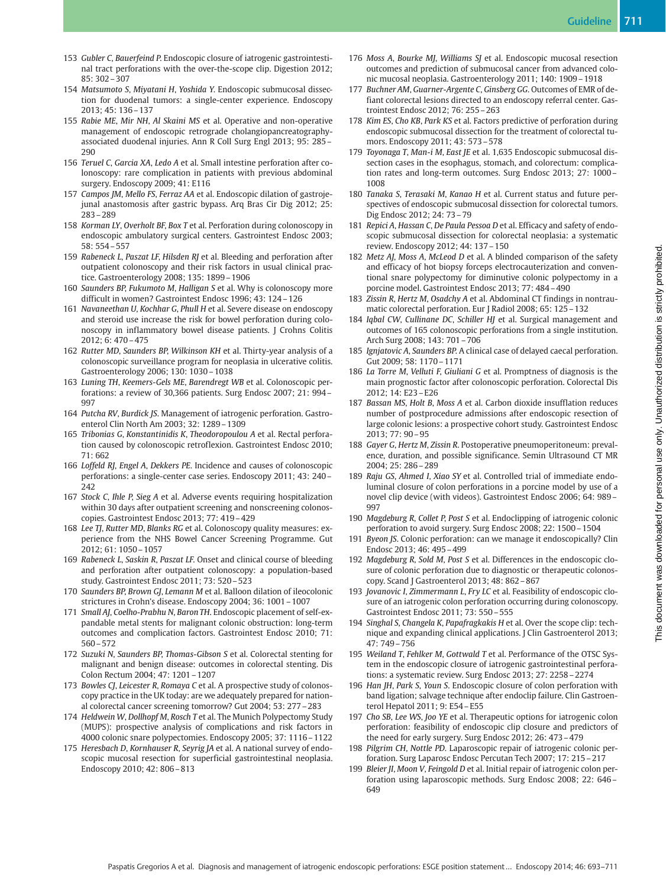153 *Gubler C, Bauerfeind P.* Endoscopic closure of iatrogenic gastrointestinal tract perforations with the over-the-scope clip. Digestion 2012; 85: 302 – 307

154 *Matsumoto S, Miyatani H, Yoshida Y.* Endoscopic submucosal dissection for duodenal tumors: a single-center experience. Endoscopy 2013; 45: 136 – 137

155 *Rabie ME, Mir NH, Al Skaini MS* et al. Operative and non-operative management of endoscopic retrograde cholangiopancreatography-associated duodenal injuries. Ann R Coll Surg Engl 2013; 95: 285 – 290

156 *Teruel C, Garcia XA, Ledo A* et al. Small intestine perforation after colonoscopy: rare complication in patients with previous abdominal surgery. Endoscopy 2009; 41: E116

157 *Campos JM, Mello FS, Ferraz AA* et al. Endoscopic dilation of gastrojejunal anastomosis after gastric bypass. Arq Bras Cir Dig 2012; 25: 283 – 289

158 *Korman LY, Overholt BF, Box T* et al. Perforation during colonoscopy in endoscopic ambulatory surgical centers. Gastrointest Endosc 2003; 58: 554 – 557

159 *Rabeneck L, Paszat LF, Hilsden RJ* et al. Bleeding and perforation after outpatient colonoscopy and their risk factors in usual clinical practice. Gastroenterology 2008; 135: 1899 – 1906

160 *Saunders BP, Fukumoto M, Halligan S* et al. Why is colonoscopy more difficult in women? Gastrointest Endosc 1996; 43: 124 – 126

161 *Navaneethan U, Kochhar G, Phull H* et al. Severe disease on endoscopy and steroid use increase the risk for bowel perforation during colonoscopy in inflammatory bowel disease patients. J Crohns Colitis 2012; 6: 470 – 475

162 *Rutter MD, Saunders BP, Wilkinson KH* et al. Thirty-year analysis of a colonoscopic surveillance program for neoplasia in ulcerative colitis. Gastroenterology 2006; 130: 1030 – 1038

163 *Luning TH, Keemers-Gels ME, Barendregt WB* et al. Colonoscopic perforations: a review of 30,366 patients. Surg Endosc 2007; 21: 994 – 997

164 *Putcha RV, Burdick JS.* Management of iatrogenic perforation. Gastroenterol Clin North Am 2003; 32: 1289 – 1309

165 *Tribonias G, Konstantinidis K, Theodoropoulou A* et al. Rectal perforation caused by colonoscopic retroflexion. Gastrointest Endosc 2010; 71: 662

166 *Loffeld RJ, Engel A, Dekkers PE.* Incidence and causes of colonoscopic perforations: a single-center case series. Endoscopy 2011; 43: 240 – 242

167 *Stock C, Ihle P, Sieg A* et al. Adverse events requiring hospitalization within 30 days after outpatient screening and nonscreening colonoscopies. Gastrointest Endosc 2013; 77: 419 – 429

168 *Lee TJ, Rutter MD, Blanks RG* et al. Colonoscopy quality measures: experience from the NHS Bowel Cancer Screening Programme. Gut 2012; 61: 1050 – 1057

169 *Rabeneck L, Saskin R, Paszat LF.* Onset and clinical course of bleeding and perforation after outpatient colonoscopy: a population-based study. Gastrointest Endosc 2011; 73: 520 – 523

170 *Saunders BP, Brown GJ, Lemann M* et al. Balloon dilation of ileocolonic strictures in Crohn's disease. Endoscopy 2004; 36: 1001 – 1007

171 *Small AJ, Coelho-Prabhu N, Baron TH.* Endoscopic placement of self-expandable metal stents for malignant colonic obstruction: long-term outcomes and complication factors. Gastrointest Endosc 2010; 71: 560 – 572

172 *Suzuki N, Saunders BP, Thomas-Gibson S* et al. Colorectal stenting for malignant and benign disease: outcomes in colorectal stenting. Dis Colon Rectum 2004; 47: 1201 – 1207

173 *Bowles CJ, Leicester R, Romaya C* et al. A prospective study of colonoscopy practice in the UK today: are we adequately prepared for national colorectal cancer screening tomorrow? Gut 2004; 53: 277 – 283

174 *Heldwein W, Dollhopf M, Rosch T* et al. The Munich Polypectomy Study (MUPS): prospective analysis of complications and risk factors in 4000 colonic snare polypectomies. Endoscopy 2005; 37: 1116 – 1122

175 *Heresbach D, Kornhauser R, Seyrig JA* et al. A national survey of endoscopic mucosal resection for superficial gastrointestinal neoplasia. Endoscopy 2010; 42: 806 – 813

176 *Moss A, Bourke MJ, Williams SJ* et al. Endoscopic mucosal resection outcomes and prediction of submucosal cancer from advanced colonic mucosal neoplasia. Gastroenterology 2011; 140: 1909 – 1918

177 *Buchner AM, Guarner-Argente C, Ginsberg GG.* Outcomes of EMR of defiant colorectal lesions directed to an endoscopy referral center. Gastrointest Endosc 2012; 76: 255 – 263

178 *Kim ES, Cho KB, Park KS* et al. Factors predictive of perforation during endoscopic submucosal dissection for the treatment of colorectal tumors. Endoscopy 2011; 43: 573 – 578

179 *Toyonaga T, Man-i M, East JE* et al. 1,635 Endoscopic submucosal dissection cases in the esophagus, stomach, and colorectum: complication rates and long-term outcomes. Surg Endosc 2013; 27: 1000 – 1008

180 *Tanaka S, Terasaki M, Kanao H* et al. Current status and future perspectives of endoscopic submucosal dissection for colorectal tumors. Dig Endosc 2012; 24: 73 – 79

181 *Repici A, Hassan C, De Paula Pessoa D* et al. Efficacy and safety of endoscopic submucosal dissection for colorectal neoplasia: a systematic review. Endoscopy 2012; 44: 137 – 150

182 *Metz AJ, Moss A, McLeod D* et al. A blinded comparison of the safety and efficacy of hot biopsy forceps electrocauterization and conventional snare polypectomy for diminutive colonic polypectomy in a porcine model. Gastrointest Endosc 2013; 77: 484 – 490

183 *Zissin R, Hertz M, Osadchy A* et al. Abdominal CT findings in nontraumatic colorectal perforation. Eur J Radiol 2008; 65: 125 – 132

184 *Iqbal CW, Cullinane DC, Schiller HJ* et al. Surgical management and outcomes of 165 colonoscopic perforations from a single institution. Arch Surg 2008; 143: 701 – 706

185 *Ignjatovic A, Saunders BP.* A clinical case of delayed caecal perforation. Gut 2009; 58: 1170 – 1171

186 *La Torre M, Velluti F, Giuliani G* et al. Promptness of diagnosis is the main prognostic factor after colonoscopic perforation. Colorectal Dis 2012; 14: E23 – E26

187 *Bassan MS, Holt B, Moss A* et al. Carbon dioxide insufflation reduces number of postprocedure admissions after endoscopic resection of large colonic lesions: a prospective cohort study. Gastrointest Endosc 2013; 77: 90 – 95

188 *Gayer G, Hertz M, Zissin R.* Postoperative pneumoperitoneum: prevalence, duration, and possible significance. Semin Ultrasound CT MR 2004; 25: 286 – 289

189 *Raju GS, Ahmed I, Xiao SY* et al. Controlled trial of immediate endoluminal closure of colon perforations in a porcine model by use of a novel clip device (with videos). Gastrointest Endosc 2006; 64: 989 – 997

190 *Magdeburg R, Collet P, Post S* et al. Endoclipping of iatrogenic colonic perforation to avoid surgery. Surg Endosc 2008; 22: 1500 – 1504

191 *Byeon JS.* Colonic perforation: can we manage it endoscopically? Clin Endosc 2013; 46: 495 – 499

192 *Magdeburg R, Sold M, Post S* et al. Differences in the endoscopic closure of colonic perforation due to diagnostic or therapeutic colonoscopy. Scand J Gastroenterol 2013; 48: 862 – 867

193 *Jovanovic I, Zimmermann L, Fry LC* et al. Feasibility of endoscopic closure of an iatrogenic colon perforation occurring during colonoscopy. Gastrointest Endosc 2011; 73: 550 – 555

194 *Singhal S, Changela K, Papafragkakis H* et al. Over the scope clip: technique and expanding clinical applications. J Clin Gastroenterol 2013; 47: 749 – 756

195 *Weiland T, Fehlker M, Gottwald T* et al. Performance of the OTSC System in the endoscopic closure of iatrogenic gastrointestinal perforations: a systematic review. Surg Endosc 2013; 27: 2258 – 2274

196 *Han JH, Park S, Youn S.* Endoscopic closure of colon perforation with band ligation; salvage technique after endoclip failure. Clin Gastroenterol Hepatol 2011; 9: E54 – E55

197 *Cho SB, Lee WS, Joo YE* et al. Therapeutic options for iatrogenic colon perforation: feasibility of endoscopic clip closure and predictors of the need for early surgery. Surg Endosc 2012; 26: 473 – 479

198 *Pilgrim CH, Nottle PD.* Laparoscopic repair of iatrogenic colonic perforation. Surg Laparosc Endosc Percutan Tech 2007; 17: 215 – 217

199 *Bleier JI, Moon V, Feingold D* et al. Initial repair of iatrogenic colon perforation using laparoscopic methods. Surg Endosc 2008; 22: 646 – 649